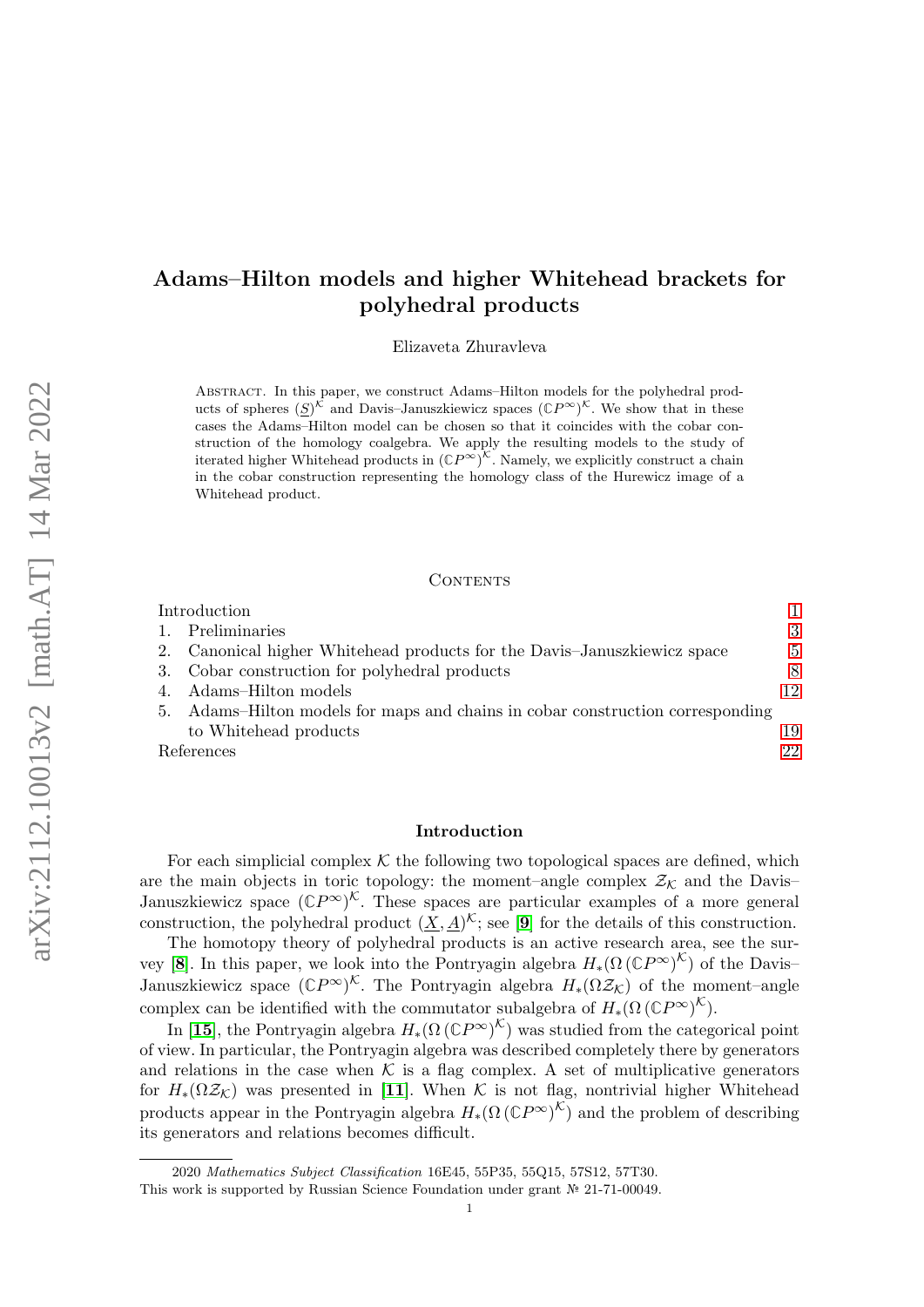# Adams–Hilton models and higher Whitehead brackets for polyhedral products

Elizaveta Zhuravleva

Abstract. In this paper, we construct Adams–Hilton models for the polyhedral products of spheres $(\underline{S})^{\mathcal{K}}$ and Davis–Januszkiewicz spaces $(\mathbb{C}P^\infty)^{\mathcal{K}}$. We show that in these cases the Adams–Hilton model can be chosen so that it coincides with the cobar construction of the homology coalgebra. We apply the resulting models to the study of iterated higher Whitehead products in $(\mathbb{C}P^\infty)^{\mathcal{K}}$. Namely, we explicitly construct a chain in the cobar construction representing the homology class of the Hurewicz image of a Whitehead product.

## Contents

| | |
|---|---|
| Introduction | 1 |
| 1. Preliminaries | 3 |
| 2. Canonical higher Whitehead products for the Davis–Januszkiewicz space | 5 |
| 3. Cobar construction for polyhedral products | 8 |
| 4. Adams–Hilton models | 12 |
| 5. Adams–Hilton models for maps and chains in cobar construction corresponding to Whitehead products | 19 |
| References | 22 |

## Introduction

For each simplicial complex $\mathcal{K}$ the following two topological spaces are defined, which are the main objects in toric topology: the moment–angle complex $\mathcal{Z}_{\mathcal{K}}$ and the Davis–Januszkiewicz space $(\mathbb{C}P^\infty)^{\mathcal{K}}$. These spaces are particular examples of a more general construction, the polyhedral product $(\underline{X}, \underline{A})^{\mathcal{K}}$; see [**9**] for the details of this construction.

The homotopy theory of polyhedral products is an active research area, see the survey [**8**]. In this paper, we look into the Pontryagin algebra $H_*(\Omega\,(\mathbb{C}P^\infty)^{\mathcal{K}})$ of the Davis–Januszkiewicz space $(\mathbb{C}P^\infty)^{\mathcal{K}}$. The Pontryagin algebra $H_*(\Omega\mathcal{Z}_{\mathcal{K}})$ of the moment–angle complex can be identified with the commutator subalgebra of $H_*(\Omega\,(\mathbb{C}P^\infty)^{\mathcal{K}})$.

In [**15**], the Pontryagin algebra $H_*(\Omega\,(\mathbb{C}P^\infty)^{\mathcal{K}})$ was studied from the categorical point of view. In particular, the Pontryagin algebra was described completely there by generators and relations in the case when $\mathcal{K}$ is a flag complex. A set of multiplicative generators for $H_*(\Omega\mathcal{Z}_{\mathcal{K}})$ was presented in [**11**]. When $\mathcal{K}$ is not flag, nontrivial higher Whitehead products appear in the Pontryagin algebra $H_*(\Omega\,(\mathbb{C}P^\infty)^{\mathcal{K}})$ and the problem of describing its generators and relations becomes difficult.

---

2020 *Mathematics Subject Classification* 16E45, 55P35, 55Q15, 57S12, 57T30.

This work is supported by Russian Science Foundation under grant № 21-71-00049.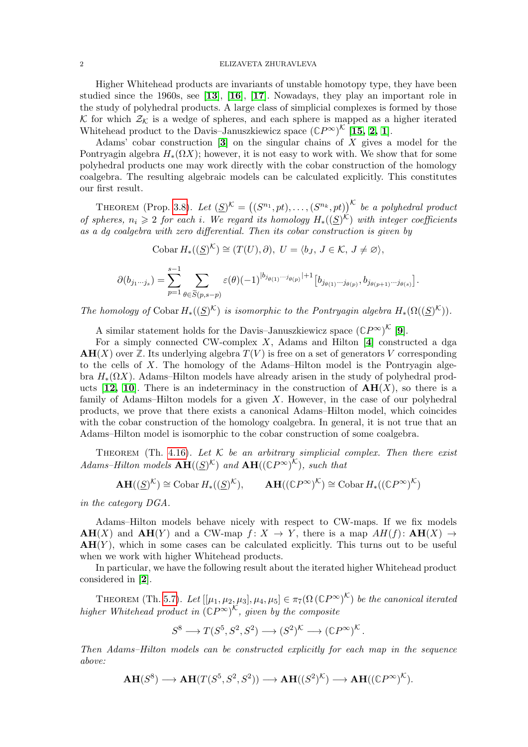Higher Whitehead products are invariants of unstable homotopy type, they have been studied since the 1960s, see [13], [16], [17]. Nowadays, they play an important role in the study of polyhedral products. A large class of simplicial complexes is formed by those $\mathcal{K}$ for which $\mathcal{Z}_\mathcal{K}$ is a wedge of spheres, and each sphere is mapped as a higher iterated Whitehead product to the Davis–Januszkiewicz space $(\mathbb{C}P^\infty)^\mathcal{K}$ [15, 2, 1].

Adams' cobar construction [3] on the singular chains of $X$ gives a model for the Pontryagin algebra $H_*(\Omega X)$; however, it is not easy to work with. We show that for some polyhedral products one may work directly with the cobar construction of the homology coalgebra. The resulting algebraic models can be calculated explicitly. This constitutes our first result.

Theorem (Prop. 3.8). *Let $(\underline{S})^\mathcal{K} = \big((S^{n_1}, pt), \ldots, (S^{n_k}, pt)\big)^\mathcal{K}$ be a polyhedral product of spheres, $n_i \geqslant 2$ for each $i$. We regard its homology $H_*((\underline{S})^\mathcal{K})$ with integer coefficients as a dg coalgebra with zero differential. Then its cobar construction is given by*

$$\operatorname{Cobar} H_*((\underline{S})^\mathcal{K}) \cong (T(U), \partial),\ U = \langle b_J,\ J \in \mathcal{K},\ J \neq \varnothing\rangle,$$

$$\partial(b_{j_1\cdots j_s}) = \sum_{p=1}^{s-1} \sum_{\theta \in \widetilde{S}(p,s-p)} \varepsilon(\theta)(-1)^{|b_{j_{\theta(1)}\cdots j_{\theta(p)}}|+1}\big[b_{j_{\theta(1)}\cdots j_{\theta(p)}}, b_{j_{\theta(p+1)}\cdots j_{\theta(s)}}\big].$$

*The homology of $\operatorname{Cobar} H_*((\underline{S})^\mathcal{K})$ is isomorphic to the Pontryagin algebra $H_*(\Omega((\underline{S})^\mathcal{K}))$.*

A similar statement holds for the Davis–Januszkiewicz space $(\mathbb{C}P^\infty)^\mathcal{K}$ [9].

For a simply connected CW-complex $X$, Adams and Hilton [4] constructed a dga $\mathbf{AH}(X)$ over $\mathbb{Z}$. Its underlying algebra $T(V)$ is free on a set of generators $V$ corresponding to the cells of $X$. The homology of the Adams–Hilton model is the Pontryagin algebra $H_*(\Omega X)$. Adams–Hilton models have already arisen in the study of polyhedral products [12, 10]. There is an indeterminacy in the construction of $\mathbf{AH}(X)$, so there is a family of Adams–Hilton models for a given $X$. However, in the case of our polyhedral products, we prove that there exists a canonical Adams–Hilton model, which coincides with the cobar construction of the homology coalgebra. In general, it is not true that an Adams–Hilton model is isomorphic to the cobar construction of some coalgebra.

Theorem (Th. 4.16). *Let $\mathcal{K}$ be an arbitrary simplicial complex. Then there exist Adams–Hilton models $\mathbf{AH}((\underline{S})^\mathcal{K})$ and $\mathbf{AH}((\mathbb{C}P^\infty)^\mathcal{K})$, such that*

$$\mathbf{AH}((\underline{S})^\mathcal{K}) \cong \operatorname{Cobar} H_*((\underline{S})^\mathcal{K}), \qquad \mathbf{AH}((\mathbb{C}P^\infty)^\mathcal{K}) \cong \operatorname{Cobar} H_*((\mathbb{C}P^\infty)^\mathcal{K})$$

*in the category DGA.*

Adams–Hilton models behave nicely with respect to CW-maps. If we fix models $\mathbf{AH}(X)$ and $\mathbf{AH}(Y)$ and a CW-map $f\colon X \to Y$, there is a map $AH(f)\colon \mathbf{AH}(X) \to \mathbf{AH}(Y)$, which in some cases can be calculated explicitly. This turns out to be useful when we work with higher Whitehead products.

In particular, we have the following result about the iterated higher Whitehead product considered in [2].

Theorem (Th. 5.7). *Let $[[\mu_1, \mu_2, \mu_3], \mu_4, \mu_5] \in \pi_7(\Omega\,(\mathbb{C}P^\infty)^\mathcal{K})$ be the canonical iterated higher Whitehead product in $(\mathbb{C}P^\infty)^\mathcal{K}$, given by the composite*

$$S^8 \longrightarrow T(S^5, S^2, S^2) \longrightarrow (S^2)^\mathcal{K} \longrightarrow (\mathbb{C}P^\infty)^\mathcal{K}.$$

*Then Adams–Hilton models can be constructed explicitly for each map in the sequence above:*

$$\mathbf{AH}(S^8) \longrightarrow \mathbf{AH}(T(S^5, S^2, S^2)) \longrightarrow \mathbf{AH}((S^2)^\mathcal{K}) \longrightarrow \mathbf{AH}((\mathbb{C}P^\infty)^\mathcal{K}).$$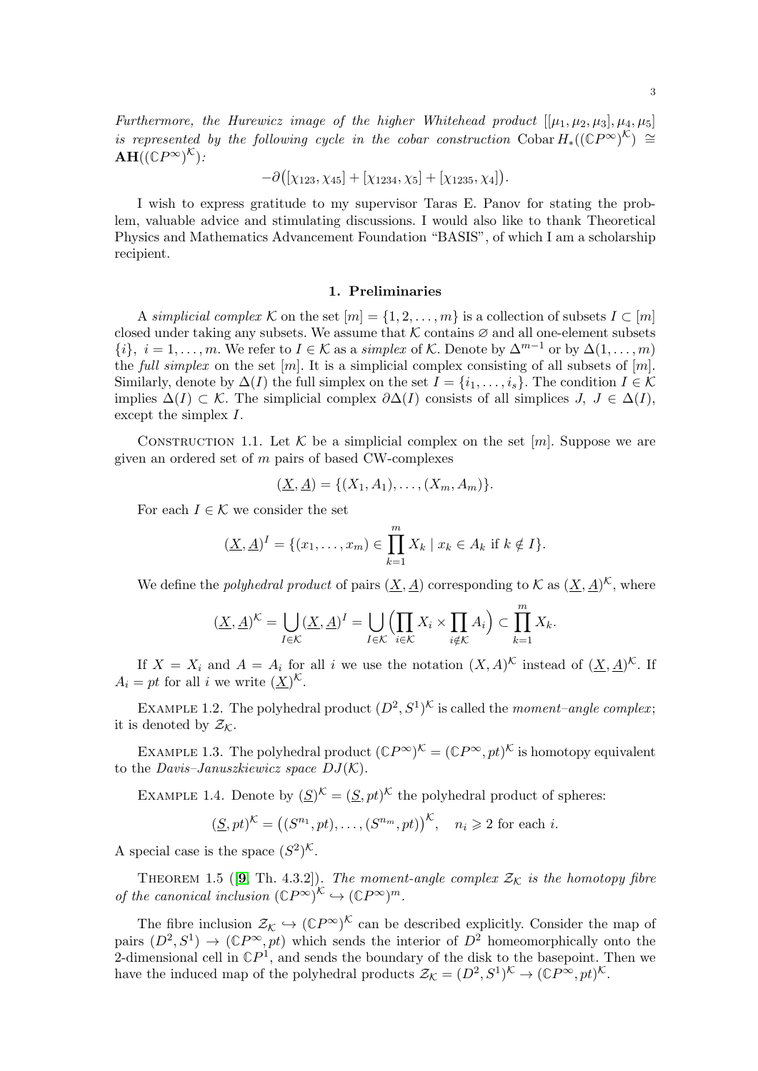*Furthermore, the Hurewicz image of the higher Whitehead product $[[\mu_1, \mu_2, \mu_3], \mu_4, \mu_5]$ is represented by the following cycle in the cobar construction* $\operatorname{Cobar} H_*((\mathbb{C}P^\infty)^{\mathcal{K}}) \cong \mathbf{AH}((\mathbb{C}P^\infty)^{\mathcal{K}})$*:*

$$-\partial\big([\chi_{123}, \chi_{45}] + [\chi_{1234}, \chi_5] + [\chi_{1235}, \chi_4]\big).$$

I wish to express gratitude to my supervisor Taras E. Panov for stating the problem, valuable advice and stimulating discussions. I would also like to thank Theoretical Physics and Mathematics Advancement Foundation "BASIS", of which I am a scholarship recipient.

## 1. Preliminaries

A *simplicial complex* $\mathcal{K}$ on the set $[m] = \{1, 2, \dots, m\}$ is a collection of subsets $I \subset [m]$ closed under taking any subsets. We assume that $\mathcal{K}$ contains $\varnothing$ and all one-element subsets $\{i\}$, $i = 1, \dots, m$. We refer to $I \in \mathcal{K}$ as a *simplex* of $\mathcal{K}$. Denote by $\Delta^{m-1}$ or by $\Delta(1, \dots, m)$ the *full simplex* on the set $[m]$. It is a simplicial complex consisting of all subsets of $[m]$. Similarly, denote by $\Delta(I)$ the full simplex on the set $I = \{i_1, \dots, i_s\}$. The condition $I \in \mathcal{K}$ implies $\Delta(I) \subset \mathcal{K}$. The simplicial complex $\partial\Delta(I)$ consists of all simplices $J$, $J \in \Delta(I)$, except the simplex $I$.

Construction 1.1. Let $\mathcal{K}$ be a simplicial complex on the set $[m]$. Suppose we are given an ordered set of $m$ pairs of based CW-complexes

$$(\underline{X}, \underline{A}) = \{(X_1, A_1), \dots, (X_m, A_m)\}.$$

For each $I \in \mathcal{K}$ we consider the set

$$(\underline{X}, \underline{A})^I = \{(x_1, \dots, x_m) \in \prod_{k=1}^{m} X_k \mid x_k \in A_k \text{ if } k \notin I\}.$$

We define the *polyhedral product* of pairs $(\underline{X}, \underline{A})$ corresponding to $\mathcal{K}$ as $(\underline{X}, \underline{A})^{\mathcal{K}}$, where

$$(\underline{X}, \underline{A})^{\mathcal{K}} = \bigcup_{I \in \mathcal{K}} (\underline{X}, \underline{A})^I = \bigcup_{I \in \mathcal{K}} \Big(\prod_{i \in \mathcal{K}} X_i \times \prod_{i \notin \mathcal{K}} A_i\Big) \subset \prod_{k=1}^{m} X_k.$$

If $X = X_i$ and $A = A_i$ for all $i$ we use the notation $(X, A)^{\mathcal{K}}$ instead of $(\underline{X}, \underline{A})^{\mathcal{K}}$. If $A_i = pt$ for all $i$ we write $(\underline{X})^{\mathcal{K}}$.

Example 1.2. The polyhedral product $(D^2, S^1)^{\mathcal{K}}$ is called the *moment–angle complex*; it is denoted by $\mathcal{Z}_{\mathcal{K}}$.

Example 1.3. The polyhedral product $(\mathbb{C}P^\infty)^{\mathcal{K}} = (\mathbb{C}P^\infty, pt)^{\mathcal{K}}$ is homotopy equivalent to the *Davis–Januszkiewicz space* $DJ(\mathcal{K})$.

Example 1.4. Denote by $(\underline{S})^{\mathcal{K}} = (\underline{S}, pt)^{\mathcal{K}}$ the polyhedral product of spheres:

$$(\underline{S}, pt)^{\mathcal{K}} = \big((S^{n_1}, pt), \dots, (S^{n_m}, pt)\big)^{\mathcal{K}}, \quad n_i \geqslant 2 \text{ for each } i.$$

A special case is the space $(S^2)^{\mathcal{K}}$.

Theorem 1.5 ([**9**] Th. 4.3.2]). *The moment-angle complex $\mathcal{Z}_{\mathcal{K}}$ is the homotopy fibre of the canonical inclusion $(\mathbb{C}P^\infty)^{\mathcal{K}} \hookrightarrow (\mathbb{C}P^\infty)^m$.*

The fibre inclusion $\mathcal{Z}_{\mathcal{K}} \hookrightarrow (\mathbb{C}P^\infty)^{\mathcal{K}}$ can be described explicitly. Consider the map of pairs $(D^2, S^1) \to (\mathbb{C}P^\infty, pt)$ which sends the interior of $D^2$ homeomorphically onto the 2-dimensional cell in $\mathbb{C}P^1$, and sends the boundary of the disk to the basepoint. Then we have the induced map of the polyhedral products $\mathcal{Z}_{\mathcal{K}} = (D^2, S^1)^{\mathcal{K}} \to (\mathbb{C}P^\infty, pt)^{\mathcal{K}}$.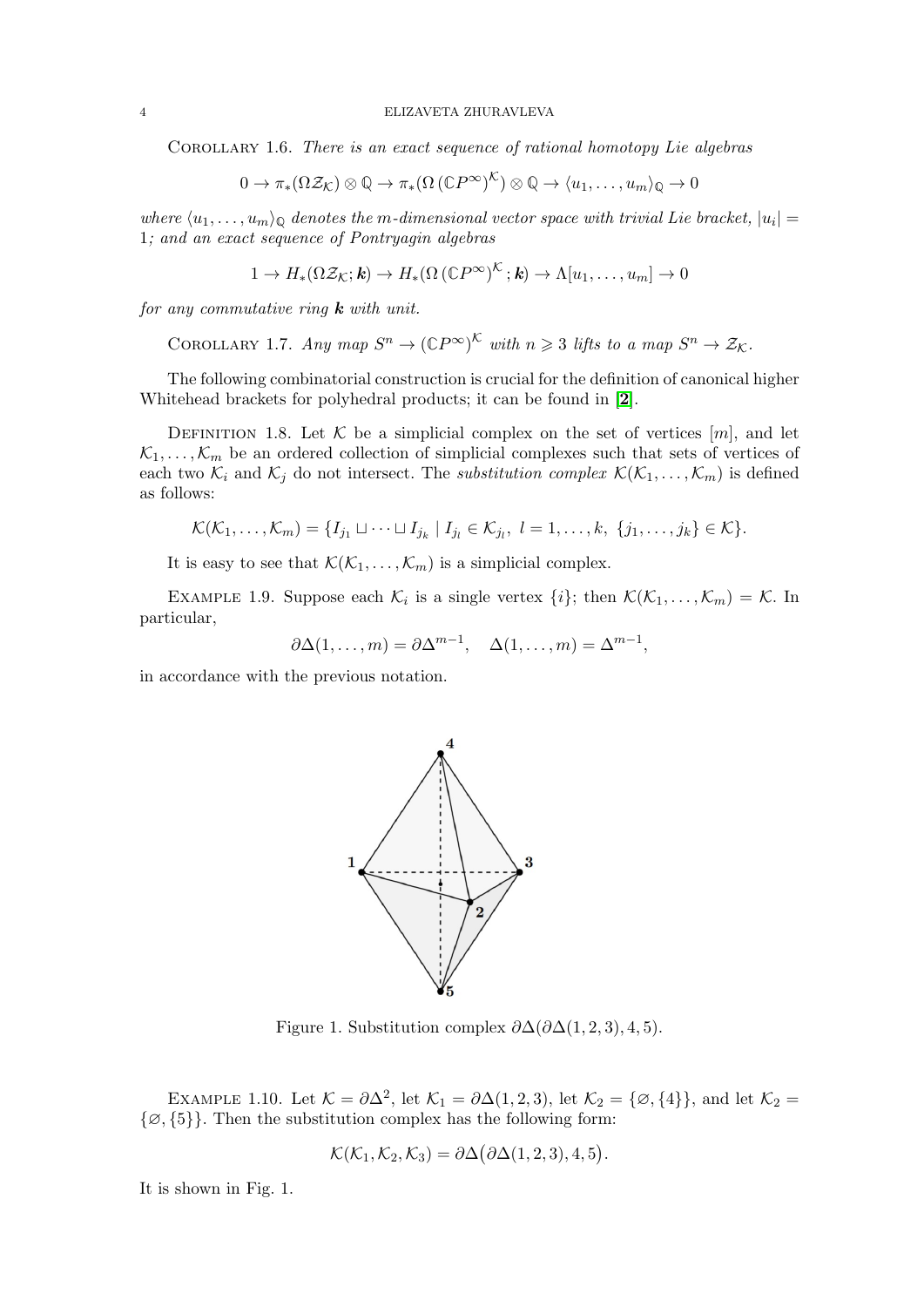COROLLARY 1.6. *There is an exact sequence of rational homotopy Lie algebras*

$$0 \to \pi_*(\Omega \mathcal{Z}_\mathcal{K}) \otimes \mathbb{Q} \to \pi_*(\Omega\,(\mathbb{C}P^\infty)^\mathcal{K}) \otimes \mathbb{Q} \to \langle u_1, \dots, u_m \rangle_\mathbb{Q} \to 0$$

*where* $\langle u_1, \dots, u_m \rangle_\mathbb{Q}$ *denotes the* $m$*-dimensional vector space with trivial Lie bracket,* $|u_i| = 1$*; and an exact sequence of Pontryagin algebras*

$$1 \to H_*(\Omega \mathcal{Z}_\mathcal{K}; \boldsymbol{k}) \to H_*(\Omega\,(\mathbb{C}P^\infty)^\mathcal{K}; \boldsymbol{k}) \to \Lambda[u_1, \dots, u_m] \to 0$$

*for any commutative ring* $\boldsymbol{k}$ *with unit.*

COROLLARY 1.7. *Any map* $S^n \to (\mathbb{C}P^\infty)^\mathcal{K}$ *with* $n \geqslant 3$ *lifts to a map* $S^n \to \mathcal{Z}_\mathcal{K}$*.*

The following combinatorial construction is crucial for the definition of canonical higher Whitehead brackets for polyhedral products; it can be found in [2].

DEFINITION 1.8. Let $\mathcal{K}$ be a simplicial complex on the set of vertices $[m]$, and let $\mathcal{K}_1, \dots, \mathcal{K}_m$ be an ordered collection of simplicial complexes such that sets of vertices of each two $\mathcal{K}_i$ and $\mathcal{K}_j$ do not intersect. The *substitution complex* $\mathcal{K}(\mathcal{K}_1, \dots, \mathcal{K}_m)$ is defined as follows:

$$\mathcal{K}(\mathcal{K}_1, \dots, \mathcal{K}_m) = \{I_{j_1} \sqcup \dots \sqcup I_{j_k} \mid I_{j_l} \in \mathcal{K}_{j_l},\ l = 1, \dots, k,\ \{j_1, \dots, j_k\} \in \mathcal{K}\}.$$

It is easy to see that $\mathcal{K}(\mathcal{K}_1, \dots, \mathcal{K}_m)$ is a simplicial complex.

EXAMPLE 1.9. Suppose each $\mathcal{K}_i$ is a single vertex $\{i\}$; then $\mathcal{K}(\mathcal{K}_1, \dots, \mathcal{K}_m) = \mathcal{K}$. In particular,

$$\partial\Delta(1, \dots, m) = \partial\Delta^{m-1}, \quad \Delta(1, \dots, m) = \Delta^{m-1},$$

in accordance with the previous notation.

Figure 1. Substitution complex $\partial\Delta(\partial\Delta(1, 2, 3), 4, 5)$.

EXAMPLE 1.10. Let $\mathcal{K} = \partial\Delta^2$, let $\mathcal{K}_1 = \partial\Delta(1, 2, 3)$, let $\mathcal{K}_2 = \{\varnothing, \{4\}\}$, and let $\mathcal{K}_2 = \{\varnothing, \{5\}\}$. Then the substitution complex has the following form:

$$\mathcal{K}(\mathcal{K}_1, \mathcal{K}_2, \mathcal{K}_3) = \partial\Delta\big(\partial\Delta(1, 2, 3), 4, 5\big).$$

It is shown in Fig. 1.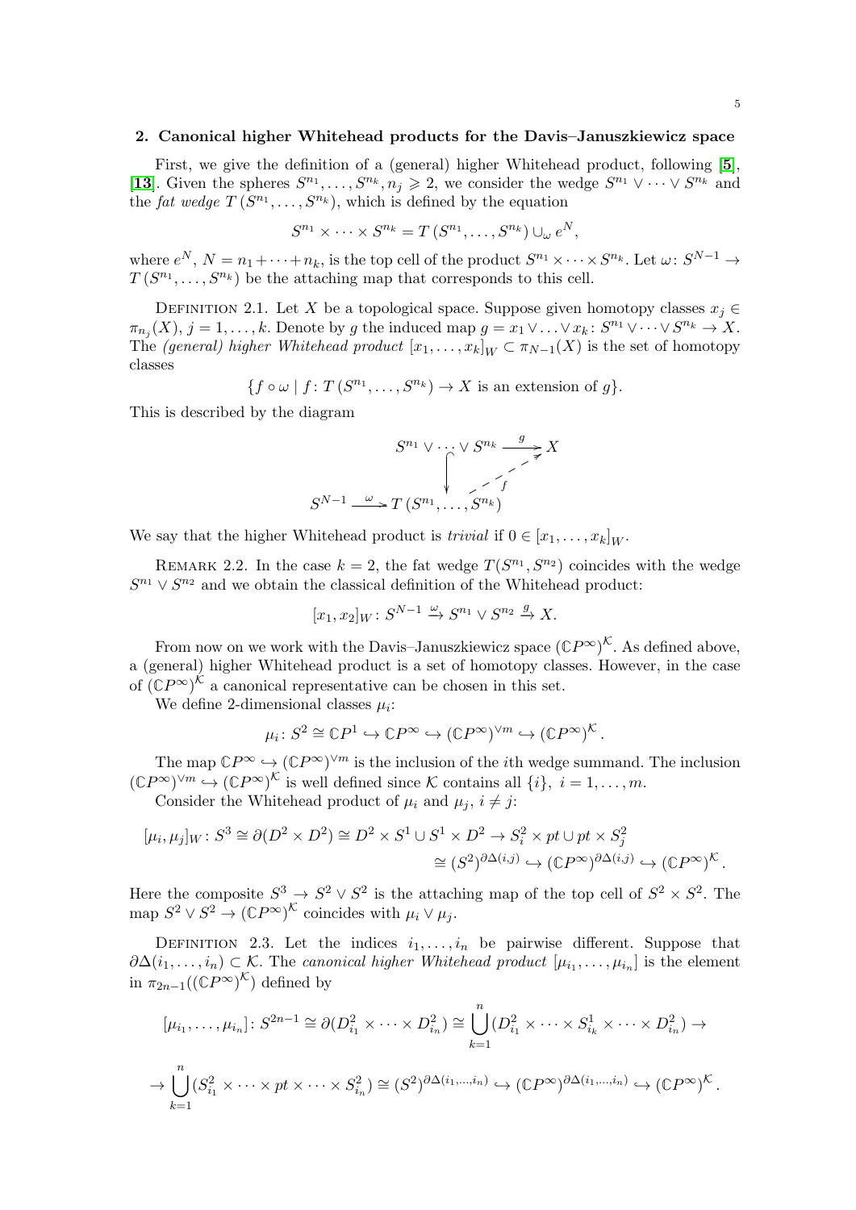## 2. Canonical higher Whitehead products for the Davis–Januszkiewicz space

First, we give the definition of a (general) higher Whitehead product, following [**5**], [**13**]. Given the spheres $S^{n_1}, \dots, S^{n_k}, n_j \geqslant 2$, we consider the wedge $S^{n_1} \vee \dots \vee S^{n_k}$ and the *fat wedge* $T(S^{n_1}, \dots, S^{n_k})$, which is defined by the equation

$$S^{n_1} \times \dots \times S^{n_k} = T(S^{n_1}, \dots, S^{n_k}) \cup_\omega e^N,$$

where $e^N$, $N = n_1 + \dots + n_k$, is the top cell of the product $S^{n_1} \times \dots \times S^{n_k}$. Let $\omega\colon S^{N-1} \to T(S^{n_1}, \dots, S^{n_k})$ be the attaching map that corresponds to this cell.

Definition 2.1. Let $X$ be a topological space. Suppose given homotopy classes $x_j \in \pi_{n_j}(X)$, $j = 1, \dots, k$. Denote by $g$ the induced map $g = x_1 \vee \ldots \vee x_k\colon S^{n_1} \vee \dots \vee S^{n_k} \to X$. The *(general) higher Whitehead product* $[x_1, \dots, x_k]_W \subset \pi_{N-1}(X)$ is the set of homotopy classes

$$\{f \circ \omega \mid f\colon T(S^{n_1}, \dots, S^{n_k}) \to X \text{ is an extension of } g\}.$$

This is described by the diagram

$$\begin{array}{ccc} & S^{n_1} \vee \dots \vee S^{n_k} & \xrightarrow{g} X \\ & \big\downarrow & \nearrow_{f} \\ S^{N-1} \xrightarrow{\omega} & T(S^{n_1}, \dots, S^{n_k}) & \end{array}$$

We say that the higher Whitehead product is *trivial* if $0 \in [x_1, \dots, x_k]_W$.

Remark 2.2. In the case $k = 2$, the fat wedge $T(S^{n_1}, S^{n_2})$ coincides with the wedge $S^{n_1} \vee S^{n_2}$ and we obtain the classical definition of the Whitehead product:

$$[x_1, x_2]_W\colon S^{N-1} \xrightarrow{\omega} S^{n_1} \vee S^{n_2} \xrightarrow{g} X.$$

From now on we work with the Davis–Januszkiewicz space $(\mathbb{C}P^\infty)^\mathcal{K}$. As defined above, a (general) higher Whitehead product is a set of homotopy classes. However, in the case of $(\mathbb{C}P^\infty)^\mathcal{K}$ a canonical representative can be chosen in this set.

We define 2-dimensional classes $\mu_i$:

$$\mu_i\colon S^2 \cong \mathbb{C}P^1 \hookrightarrow \mathbb{C}P^\infty \hookrightarrow (\mathbb{C}P^\infty)^{\vee m} \hookrightarrow (\mathbb{C}P^\infty)^\mathcal{K}.$$

The map $\mathbb{C}P^\infty \hookrightarrow (\mathbb{C}P^\infty)^{\vee m}$ is the inclusion of the $i$th wedge summand. The inclusion $(\mathbb{C}P^\infty)^{\vee m} \hookrightarrow (\mathbb{C}P^\infty)^\mathcal{K}$ is well defined since $\mathcal{K}$ contains all $\{i\},\ i = 1, \dots, m$.

Consider the Whitehead product of $\mu_i$ and $\mu_j$, $i \neq j$:

$$\begin{aligned} [\mu_i, \mu_j]_W\colon S^3 \cong \partial(D^2 \times D^2) \cong D^2 \times S^1 \cup S^1 \times D^2 \to S_i^2 \times pt \cup pt \times S_j^2 \\ \cong (S^2)^{\partial\Delta(i,j)} \hookrightarrow (\mathbb{C}P^\infty)^{\partial\Delta(i,j)} \hookrightarrow (\mathbb{C}P^\infty)^\mathcal{K}. \end{aligned}$$

Here the composite $S^3 \to S^2 \vee S^2$ is the attaching map of the top cell of $S^2 \times S^2$. The map $S^2 \vee S^2 \to (\mathbb{C}P^\infty)^\mathcal{K}$ coincides with $\mu_i \vee \mu_j$.

Definition 2.3. Let the indices $i_1, \dots, i_n$ be pairwise different. Suppose that $\partial\Delta(i_1, \dots, i_n) \subset \mathcal{K}$. The *canonical higher Whitehead product* $[\mu_{i_1}, \dots, \mu_{i_n}]$ is the element in $\pi_{2n-1}((\mathbb{C}P^\infty)^\mathcal{K})$ defined by

$$[\mu_{i_1}, \dots, \mu_{i_n}]\colon S^{2n-1} \cong \partial(D_{i_1}^2 \times \dots \times D_{i_n}^2) \cong \bigcup_{k=1}^n (D_{i_1}^2 \times \dots \times S_{i_k}^1 \times \dots \times D_{i_n}^2) \to$$

$$\to \bigcup_{k=1}^n (S_{i_1}^2 \times \dots \times pt \times \dots \times S_{i_n}^2) \cong (S^2)^{\partial\Delta(i_1, \dots, i_n)} \hookrightarrow (\mathbb{C}P^\infty)^{\partial\Delta(i_1, \dots, i_n)} \hookrightarrow (\mathbb{C}P^\infty)^\mathcal{K}.$$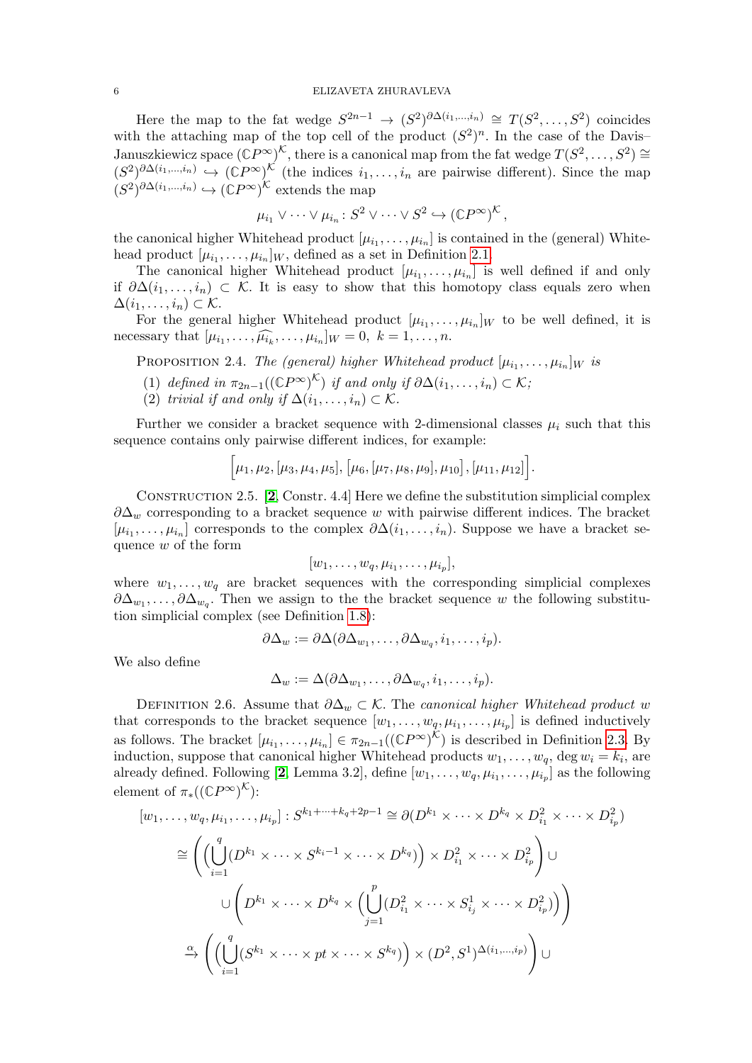Here the map to the fat wedge $S^{2n-1} \to (S^2)^{\partial\Delta(i_1,\dots,i_n)} \cong T(S^2,\dots,S^2)$ coincides with the attaching map of the top cell of the product $(S^2)^n$. In the case of the Davis–Januszkiewicz space $(\mathbb{C}P^\infty)^{\mathcal{K}}$, there is a canonical map from the fat wedge $T(S^2,\dots,S^2) \cong (S^2)^{\partial\Delta(i_1,\dots,i_n)} \hookrightarrow (\mathbb{C}P^\infty)^{\mathcal{K}}$ (the indices $i_1,\dots,i_n$ are pairwise different). Since the map $(S^2)^{\partial\Delta(i_1,\dots,i_n)} \hookrightarrow (\mathbb{C}P^\infty)^{\mathcal{K}}$ extends the map

$$\mu_{i_1} \vee \dots \vee \mu_{i_n} \colon S^2 \vee \dots \vee S^2 \hookrightarrow (\mathbb{C}P^\infty)^{\mathcal{K}},$$

the canonical higher Whitehead product $[\mu_{i_1},\dots,\mu_{i_n}]$ is contained in the (general) Whitehead product $[\mu_{i_1},\dots,\mu_{i_n}]_W$, defined as a set in Definition 2.1.

The canonical higher Whitehead product $[\mu_{i_1},\dots,\mu_{i_n}]$ is well defined if and only if $\partial\Delta(i_1,\dots,i_n) \subset \mathcal{K}$. It is easy to show that this homotopy class equals zero when $\Delta(i_1,\dots,i_n) \subset \mathcal{K}$.

For the general higher Whitehead product $[\mu_{i_1},\dots,\mu_{i_n}]_W$ to be well defined, it is necessary that $[\mu_{i_1},\dots,\widehat{\mu_{i_k}},\dots,\mu_{i_n}]_W = 0,\ k = 1,\dots,n.$

Proposition 2.4. *The (general) higher Whitehead product $[\mu_{i_1},\dots,\mu_{i_n}]_W$ is*

1. *defined in $\pi_{2n-1}((\mathbb{C}P^\infty)^{\mathcal{K}})$ if and only if $\partial\Delta(i_1,\dots,i_n) \subset \mathcal{K}$;*
2. *trivial if and only if $\Delta(i_1,\dots,i_n) \subset \mathcal{K}$.*

Further we consider a bracket sequence with 2-dimensional classes $\mu_i$ such that this sequence contains only pairwise different indices, for example:

$$\Big[\mu_1,\mu_2,[\mu_3,\mu_4,\mu_5],\big[\mu_6,[\mu_7,\mu_8,\mu_9],\mu_{10}\big],[\mu_{11},\mu_{12}]\Big].$$

Construction 2.5. [**2**, Constr. 4.4] Here we define the substitution simplicial complex $\partial\Delta_w$ corresponding to a bracket sequence $w$ with pairwise different indices. The bracket $[\mu_{i_1},\dots,\mu_{i_n}]$ corresponds to the complex $\partial\Delta(i_1,\dots,i_n)$. Suppose we have a bracket sequence $w$ of the form

$$[w_1,\dots,w_q,\mu_{i_1},\dots,\mu_{i_p}],$$

where $w_1,\dots,w_q$ are bracket sequences with the corresponding simplicial complexes $\partial\Delta_{w_1},\dots,\partial\Delta_{w_q}$. Then we assign to the the bracket sequence $w$ the following substitution simplicial complex (see Definition 1.8):

$$\partial\Delta_w := \partial\Delta(\partial\Delta_{w_1},\dots,\partial\Delta_{w_q},i_1,\dots,i_p).$$

We also define

$$\Delta_w := \Delta(\partial\Delta_{w_1},\dots,\partial\Delta_{w_q},i_1,\dots,i_p).$$

Definition 2.6. Assume that $\partial\Delta_w \subset \mathcal{K}$. The *canonical higher Whitehead product $w$* that corresponds to the bracket sequence $[w_1,\dots,w_q,\mu_{i_1},\dots,\mu_{i_p}]$ is defined inductively as follows. The bracket $[\mu_{i_1},\dots,\mu_{i_n}] \in \pi_{2n-1}((\mathbb{C}P^\infty)^{\mathcal{K}})$ is described in Definition 2.3. By induction, suppose that canonical higher Whitehead products $w_1,\dots,w_q$, $\deg w_i = k_i$, are already defined. Following [**2**, Lemma 3.2], define $[w_1,\dots,w_q,\mu_{i_1},\dots,\mu_{i_p}]$ as the following element of $\pi_*((\mathbb{C}P^\infty)^{\mathcal{K}})$:

$$\begin{aligned}
[w_1,\dots,w_q,\mu_{i_1},\dots,\mu_{i_p}] : S^{k_1+\dots+k_q+2p-1} &\cong \partial(D^{k_1}\times\dots\times D^{k_q}\times D^2_{i_1}\times\dots\times D^2_{i_p})\\
&\cong \left(\Big(\bigcup_{i=1}^{q}(D^{k_1}\times\dots\times S^{k_i-1}\times\dots\times D^{k_q})\Big)\times D^2_{i_1}\times\dots\times D^2_{i_p}\right)\cup\\
&\qquad\cup\left(D^{k_1}\times\dots\times D^{k_q}\times\Big(\bigcup_{j=1}^{p}(D^2_{i_1}\times\dots\times S^1_{i_j}\times\dots\times D^2_{i_p})\Big)\right)\\
&\xrightarrow{\alpha}\left(\Big(\bigcup_{i=1}^{q}(S^{k_1}\times\dots\times pt\times\dots\times S^{k_q})\Big)\times(D^2,S^1)^{\Delta(i_1,\dots,i_p)}\right)\cup
\end{aligned}$$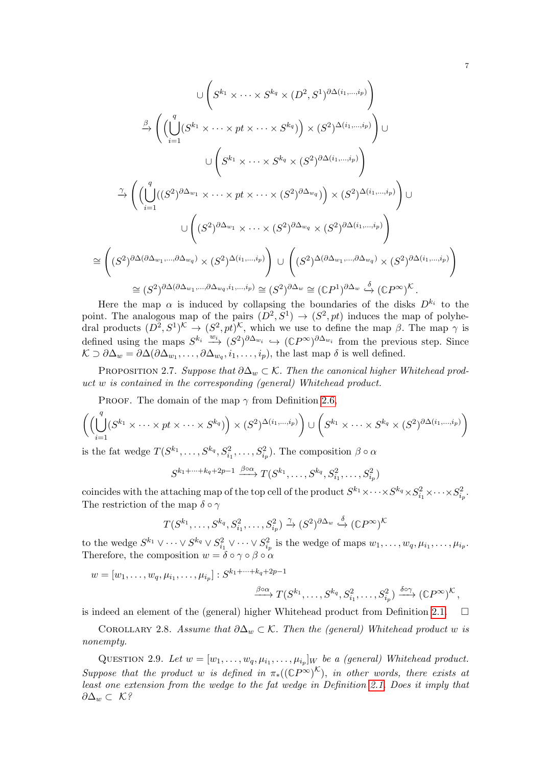$$
\cup\left(S^{k_1}\times\cdots\times S^{k_q}\times(D^2,S^1)^{\partial\Delta(i_1,\ldots,i_p)}\right)
$$

$$
\xrightarrow{\beta}\left(\Big(\bigcup_{i=1}^{q}(S^{k_1}\times\cdots\times pt\times\cdots\times S^{k_q})\Big)\times(S^2)^{\Delta(i_1,\ldots,i_p)}\right)\cup
$$

$$
\cup\left(S^{k_1}\times\cdots\times S^{k_q}\times(S^2)^{\partial\Delta(i_1,\ldots,i_p)}\right)
$$

$$
\xrightarrow{\gamma}\left(\Big(\bigcup_{i=1}^{q}((S^2)^{\partial\Delta_{w_1}}\times\cdots\times pt\times\cdots\times(S^2)^{\partial\Delta_{w_q}})\Big)\times(S^2)^{\Delta(i_1,\ldots,i_p)}\right)\cup
$$

$$
\cup\left((S^2)^{\partial\Delta_{w_1}}\times\cdots\times(S^2)^{\partial\Delta_{w_q}}\times(S^2)^{\partial\Delta(i_1,\ldots,i_p)}\right)
$$

$$
\cong\left((S^2)^{\partial\Delta(\partial\Delta_{w_1},\ldots,\partial\Delta_{w_q})}\times(S^2)^{\Delta(i_1,\ldots,i_p)}\right)\cup\left((S^2)^{\Delta(\partial\Delta_{w_1},\ldots,\partial\Delta_{w_q})}\times(S^2)^{\partial\Delta(i_1,\ldots,i_p)}\right)
$$

$$
\cong(S^2)^{\partial\Delta(\partial\Delta_{w_1},\ldots,\partial\Delta_{w_q},i_1,\ldots,i_p)}\cong(S^2)^{\partial\Delta_w}\cong(\mathbb{C}P^1)^{\partial\Delta_w}\xrightarrow{\delta}(\mathbb{C}P^\infty)^{\mathcal{K}}.
$$

Here the map $\alpha$ is induced by collapsing the boundaries of the disks $D^{k_i}$ to the point. The analogous map of the pairs $(D^2,S^1)\to(S^2,pt)$ induces the map of polyhedral products $(D^2,S^1)^{\mathcal{K}}\to(S^2,pt)^{\mathcal{K}}$, which we use to define the map $\beta$. The map $\gamma$ is defined using the maps $S^{k_i}\xrightarrow{w_i}(S^2)^{\partial\Delta_{w_i}}\hookrightarrow(\mathbb{C}P^\infty)^{\partial\Delta_{w_i}}$ from the previous step. Since $\mathcal{K}\supset\partial\Delta_w=\partial\Delta(\partial\Delta_{w_1},\ldots,\partial\Delta_{w_q},i_1,\ldots,i_p)$, the last map $\delta$ is well defined.

Proposition 2.7. *Suppose that $\partial\Delta_w\subset\mathcal{K}$. Then the canonical higher Whitehead product $w$ is contained in the corresponding (general) Whitehead product.*

Proof. The domain of the map $\gamma$ from Definition 2.6,

$$
\left(\Big(\bigcup_{i=1}^{q}(S^{k_1}\times\cdots\times pt\times\cdots\times S^{k_q})\Big)\times(S^2)^{\Delta(i_1,\ldots,i_p)}\right)\cup\left(S^{k_1}\times\cdots\times S^{k_q}\times(S^2)^{\partial\Delta(i_1,\ldots,i_p)}\right)
$$

is the fat wedge $T(S^{k_1},\ldots,S^{k_q},S^2_{i_1},\ldots,S^2_{i_p})$. The composition $\beta\circ\alpha$

$$
S^{k_1+\cdots+k_q+2p-1}\xrightarrow{\beta\circ\alpha}T(S^{k_1},\ldots,S^{k_q},S^2_{i_1},\ldots,S^2_{i_p})
$$

coincides with the attaching map of the top cell of the product $S^{k_1}\times\cdots\times S^{k_q}\times S^2_{i_1}\times\cdots\times S^2_{i_p}$. The restriction of the map $\delta\circ\gamma$

$$
T(S^{k_1},\ldots,S^{k_q},S^2_{i_1},\ldots,S^2_{i_p})\xrightarrow{\gamma}(S^2)^{\partial\Delta_w}\xrightarrow{\delta}(\mathbb{C}P^\infty)^{\mathcal{K}}
$$

to the wedge $S^{k_1}\vee\cdots\vee S^{k_q}\vee S^2_{i_1}\vee\cdots\vee S^2_{i_p}$ is the wedge of maps $w_1,\ldots,w_q,\mu_{i_1},\ldots,\mu_{i_p}$. Therefore, the composition $w=\delta\circ\gamma\circ\beta\circ\alpha$

$$
w=[w_1,\ldots,w_q,\mu_{i_1},\ldots,\mu_{i_p}]:S^{k_1+\cdots+k_q+2p-1}
$$

$$
\xrightarrow{\beta\circ\alpha}T(S^{k_1},\ldots,S^{k_q},S^2_{i_1},\ldots,S^2_{i_p})\xrightarrow{\delta\circ\gamma}(\mathbb{C}P^\infty)^{\mathcal{K}},
$$

is indeed an element of the (general) higher Whitehead product from Definition 2.1. □

Corollary 2.8. *Assume that $\partial\Delta_w\subset\mathcal{K}$. Then the (general) Whitehead product $w$ is nonempty.*

Question 2.9. *Let $w=[w_1,\ldots,w_q,\mu_{i_1},\ldots,\mu_{i_p}]_W$ be a (general) Whitehead product. Suppose that the product $w$ is defined in $\pi_*((\mathbb{C}P^\infty)^{\mathcal{K}})$, in other words, there exists at least one extension from the wedge to the fat wedge in Definition 2.1. Does it imply that $\partial\Delta_w\subset\mathcal{K}$?*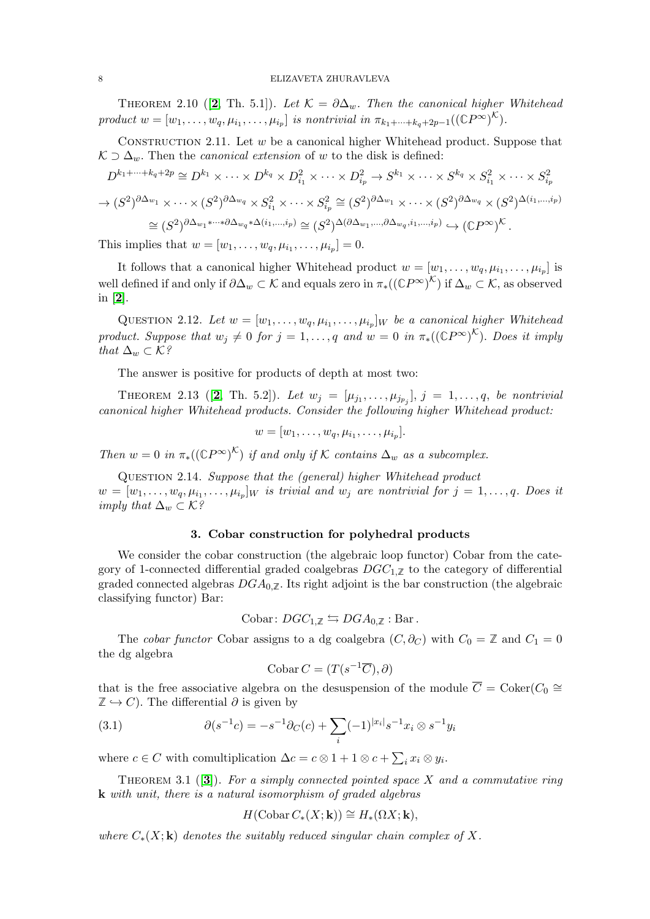Theorem 2.10 ([**2**, Th. 5.1]). *Let $\mathcal{K} = \partial\Delta_w$. Then the canonical higher Whitehead product $w = [w_1, \dots, w_q, \mu_{i_1}, \dots, \mu_{i_p}]$ is nontrivial in $\pi_{k_1+\dots+k_q+2p-1}((\mathbb{C}P^\infty)^{\mathcal{K}})$.*

Construction 2.11. Let $w$ be a canonical higher Whitehead product. Suppose that $\mathcal{K} \supset \Delta_w$. Then the *canonical extension* of $w$ to the disk is defined:

$$D^{k_1+\dots+k_q+2p} \cong D^{k_1} \times \dots \times D^{k_q} \times D^2_{i_1} \times \dots \times D^2_{i_p} \to S^{k_1} \times \dots \times S^{k_q} \times S^2_{i_1} \times \dots \times S^2_{i_p}$$

$$\to (S^2)^{\partial\Delta_{w_1}} \times \dots \times (S^2)^{\partial\Delta_{w_q}} \times S^2_{i_1} \times \dots \times S^2_{i_p} \cong (S^2)^{\partial\Delta_{w_1}} \times \dots \times (S^2)^{\partial\Delta_{w_q}} \times (S^2)^{\Delta(i_1,\dots,i_p)}$$

$$\cong (S^2)^{\partial\Delta_{w_1} * \dots * \partial\Delta_{w_q} * \Delta(i_1,\dots,i_p)} \cong (S^2)^{\Delta(\partial\Delta_{w_1},\dots,\partial\Delta_{w_q},i_1,\dots,i_p)} \hookrightarrow (\mathbb{C}P^\infty)^{\mathcal{K}}.$$

This implies that $w = [w_1, \dots, w_q, \mu_{i_1}, \dots, \mu_{i_p}] = 0$.

It follows that a canonical higher Whitehead product $w = [w_1, \dots, w_q, \mu_{i_1}, \dots, \mu_{i_p}]$ is well defined if and only if $\partial\Delta_w \subset \mathcal{K}$ and equals zero in $\pi_*((\mathbb{C}P^\infty)^{\mathcal{K}})$ if $\Delta_w \subset \mathcal{K}$, as observed in [**2**].

Question 2.12. *Let $w = [w_1, \dots, w_q, \mu_{i_1}, \dots, \mu_{i_p}]_W$ be a canonical higher Whitehead product. Suppose that $w_j \neq 0$ for $j = 1, \dots, q$ and $w = 0$ in $\pi_*((\mathbb{C}P^\infty)^{\mathcal{K}})$. Does it imply that $\Delta_w \subset \mathcal{K}$?*

The answer is positive for products of depth at most two:

Theorem 2.13 ([**2**, Th. 5.2]). *Let $w_j = [\mu_{j_1}, \dots, \mu_{j_{p_j}}]$, $j = 1, \dots, q$, be nontrivial canonical higher Whitehead products. Consider the following higher Whitehead product:*

$$w = [w_1, \dots, w_q, \mu_{i_1}, \dots, \mu_{i_p}].$$

*Then $w = 0$ in $\pi_*((\mathbb{C}P^\infty)^{\mathcal{K}})$ if and only if $\mathcal{K}$ contains $\Delta_w$ as a subcomplex.*

Question 2.14. *Suppose that the (general) higher Whitehead product $w = [w_1, \dots, w_q, \mu_{i_1}, \dots, \mu_{i_p}]_W$ is trivial and $w_j$ are nontrivial for $j = 1, \dots, q$. Does it imply that $\Delta_w \subset \mathcal{K}$?*

## 3. Cobar construction for polyhedral products

We consider the cobar construction (the algebraic loop functor) Cobar from the category of 1-connected differential graded coalgebras $DGC_{1,\mathbb{Z}}$ to the category of differential graded connected algebras $DGA_{0,\mathbb{Z}}$. Its right adjoint is the bar construction (the algebraic classifying functor) Bar:

$$\mathrm{Cobar}\colon DGC_{1,\mathbb{Z}} \leftrightarrows DGA_{0,\mathbb{Z}} : \mathrm{Bar}.$$

The *cobar functor* Cobar assigns to a dg coalgebra $(C, \partial_C)$ with $C_0 = \mathbb{Z}$ and $C_1 = 0$ the dg algebra

$$\mathrm{Cobar}\, C = (T(s^{-1}\overline{C}), \partial)$$

that is the free associative algebra on the desuspension of the module $\overline{C} = \mathrm{Coker}(C_0 \cong \mathbb{Z} \hookrightarrow C)$. The differential $\partial$ is given by

$$\partial(s^{-1}c) = -s^{-1}\partial_C(c) + \sum_i (-1)^{|x_i|} s^{-1}x_i \otimes s^{-1}y_i \tag{3.1}$$

where $c \in C$ with comultiplication $\Delta c = c \otimes 1 + 1 \otimes c + \sum_i x_i \otimes y_i$.

Theorem 3.1 ([**3**]). *For a simply connected pointed space $X$ and a commutative ring $\mathbf{k}$ with unit, there is a natural isomorphism of graded algebras*

$$H(\mathrm{Cobar}\, C_*(X; \mathbf{k})) \cong H_*(\Omega X; \mathbf{k}),$$

*where $C_*(X; \mathbf{k})$ denotes the suitably reduced singular chain complex of $X$.*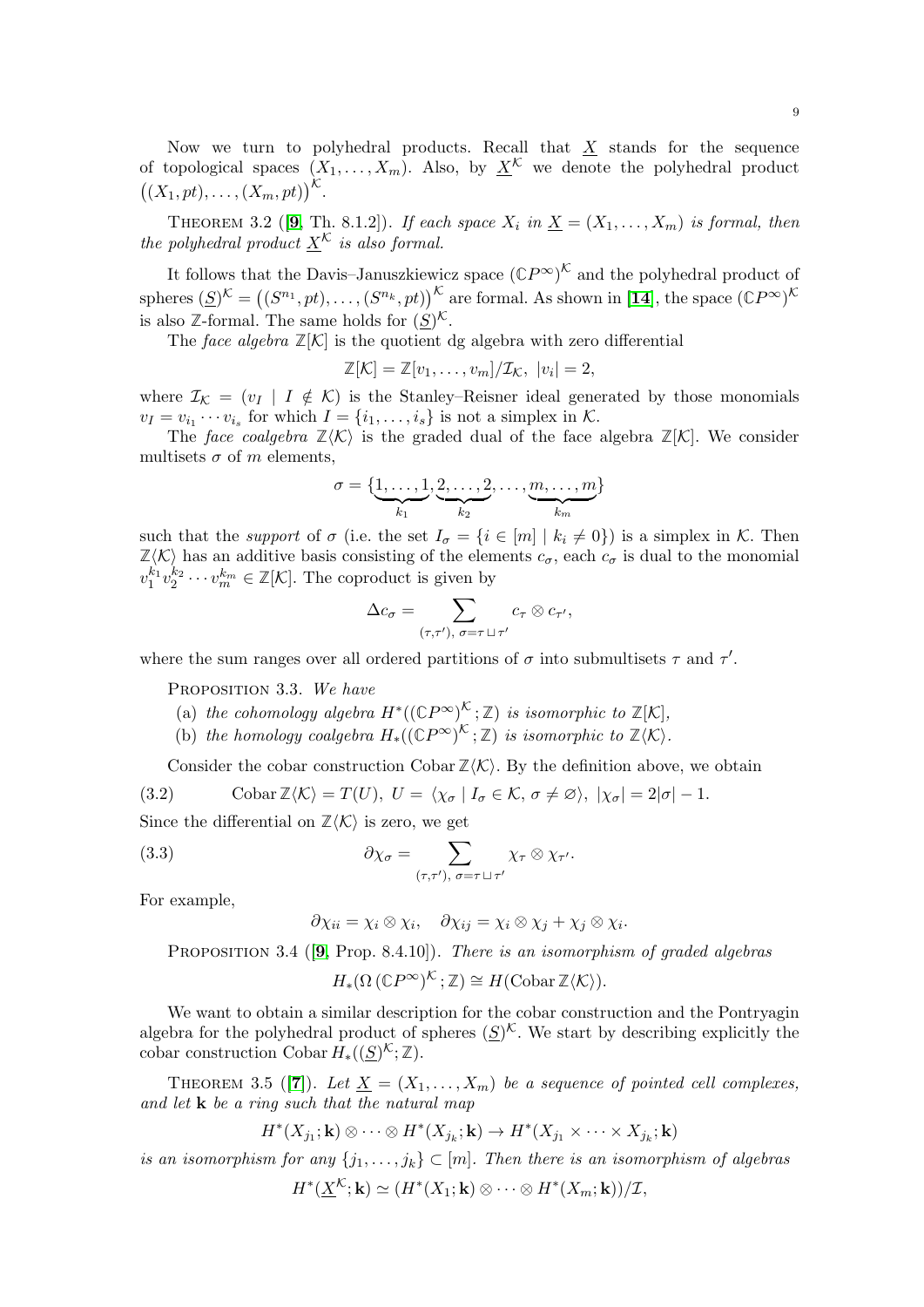Now we turn to polyhedral products. Recall that $\underline{X}$ stands for the sequence of topological spaces $(X_1,\dots,X_m)$. Also, by $\underline{X}^{\mathcal{K}}$ we denote the polyhedral product $\big((X_1,pt),\dots,(X_m,pt)\big)^{\mathcal{K}}$.

THEOREM 3.2 ([9, Th. 8.1.2]). *If each space $X_i$ in $\underline{X}=(X_1,\dots,X_m)$ is formal, then the polyhedral product $\underline{X}^{\mathcal{K}}$ is also formal.*

It follows that the Davis–Januszkiewicz space $(\mathbb{C}P^\infty)^{\mathcal{K}}$ and the polyhedral product of spheres $(\underline{S})^{\mathcal{K}}=\big((S^{n_1},pt),\dots,(S^{n_k},pt)\big)^{\mathcal{K}}$ are formal. As shown in [14], the space $(\mathbb{C}P^\infty)^{\mathcal{K}}$ is also $\mathbb{Z}$-formal. The same holds for $(\underline{S})^{\mathcal{K}}$.

The *face algebra* $\mathbb{Z}[\mathcal{K}]$ is the quotient dg algebra with zero differential

$$\mathbb{Z}[\mathcal{K}]=\mathbb{Z}[v_1,\dots,v_m]/\mathcal{I}_{\mathcal{K}},\ |v_i|=2,$$

where $\mathcal{I}_{\mathcal{K}}=(v_I\mid I\notin\mathcal{K})$ is the Stanley–Reisner ideal generated by those monomials $v_I=v_{i_1}\cdots v_{i_s}$ for which $I=\{i_1,\dots,i_s\}$ is not a simplex in $\mathcal{K}$.

The *face coalgebra* $\mathbb{Z}\langle\mathcal{K}\rangle$ is the graded dual of the face algebra $\mathbb{Z}[\mathcal{K}]$. We consider multisets $\sigma$ of $m$ elements,

$$\sigma=\{\underbrace{1,\dots,1}_{k_1},\underbrace{2,\dots,2}_{k_2},\dots,\underbrace{m,\dots,m}_{k_m}\}$$

such that the *support* of $\sigma$ (i.e. the set $I_\sigma=\{i\in[m]\mid k_i\neq 0\}$) is a simplex in $\mathcal{K}$. Then $\mathbb{Z}\langle\mathcal{K}\rangle$ has an additive basis consisting of the elements $c_\sigma$, each $c_\sigma$ is dual to the monomial $v_1^{k_1}v_2^{k_2}\cdots v_m^{k_m}\in\mathbb{Z}[\mathcal{K}]$. The coproduct is given by

$$\Delta c_\sigma=\sum_{(\tau,\tau'),\ \sigma=\tau\sqcup\tau'}c_\tau\otimes c_{\tau'},$$

where the sum ranges over all ordered partitions of $\sigma$ into submultisets $\tau$ and $\tau'$.

PROPOSITION 3.3. *We have*

(a) *the cohomology algebra $H^*((\mathbb{C}P^\infty)^{\mathcal{K}};\mathbb{Z})$ is isomorphic to $\mathbb{Z}[\mathcal{K}]$,*

(b) *the homology coalgebra $H_*((\mathbb{C}P^\infty)^{\mathcal{K}};\mathbb{Z})$ is isomorphic to $\mathbb{Z}\langle\mathcal{K}\rangle$.*

Consider the cobar construction $\operatorname{Cobar}\mathbb{Z}\langle\mathcal{K}\rangle$. By the definition above, we obtain

$$\operatorname{Cobar}\mathbb{Z}\langle\mathcal{K}\rangle=T(U),\ U=\langle\chi_\sigma\mid I_\sigma\in\mathcal{K},\ \sigma\neq\varnothing\rangle,\ |\chi_\sigma|=2|\sigma|-1. \tag{3.2}$$

Since the differential on $\mathbb{Z}\langle\mathcal{K}\rangle$ is zero, we get

$$\partial\chi_\sigma=\sum_{(\tau,\tau'),\ \sigma=\tau\sqcup\tau'}\chi_\tau\otimes\chi_{\tau'}. \tag{3.3}$$

For example,

$$\partial\chi_{ii}=\chi_i\otimes\chi_i,\quad \partial\chi_{ij}=\chi_i\otimes\chi_j+\chi_j\otimes\chi_i.$$

PROPOSITION 3.4 ([9, Prop. 8.4.10]). *There is an isomorphism of graded algebras*

$$H_*(\Omega\,(\mathbb{C}P^\infty)^{\mathcal{K}};\mathbb{Z})\cong H(\operatorname{Cobar}\mathbb{Z}\langle\mathcal{K}\rangle).$$

We want to obtain a similar description for the cobar construction and the Pontryagin algebra for the polyhedral product of spheres $(\underline{S})^{\mathcal{K}}$. We start by describing explicitly the cobar construction $\operatorname{Cobar}H_*((\underline{S})^{\mathcal{K}};\mathbb{Z})$.

THEOREM 3.5 ([7]). *Let $\underline{X}=(X_1,\dots,X_m)$ be a sequence of pointed cell complexes, and let $\mathbf{k}$ be a ring such that the natural map*

$$H^*(X_{j_1};\mathbf{k})\otimes\cdots\otimes H^*(X_{j_k};\mathbf{k})\to H^*(X_{j_1}\times\cdots\times X_{j_k};\mathbf{k})$$

*is an isomorphism for any $\{j_1,\dots,j_k\}\subset[m]$. Then there is an isomorphism of algebras*

$$H^*(\underline{X}^{\mathcal{K}};\mathbf{k})\simeq(H^*(X_1;\mathbf{k})\otimes\cdots\otimes H^*(X_m;\mathbf{k}))/\mathcal{I},$$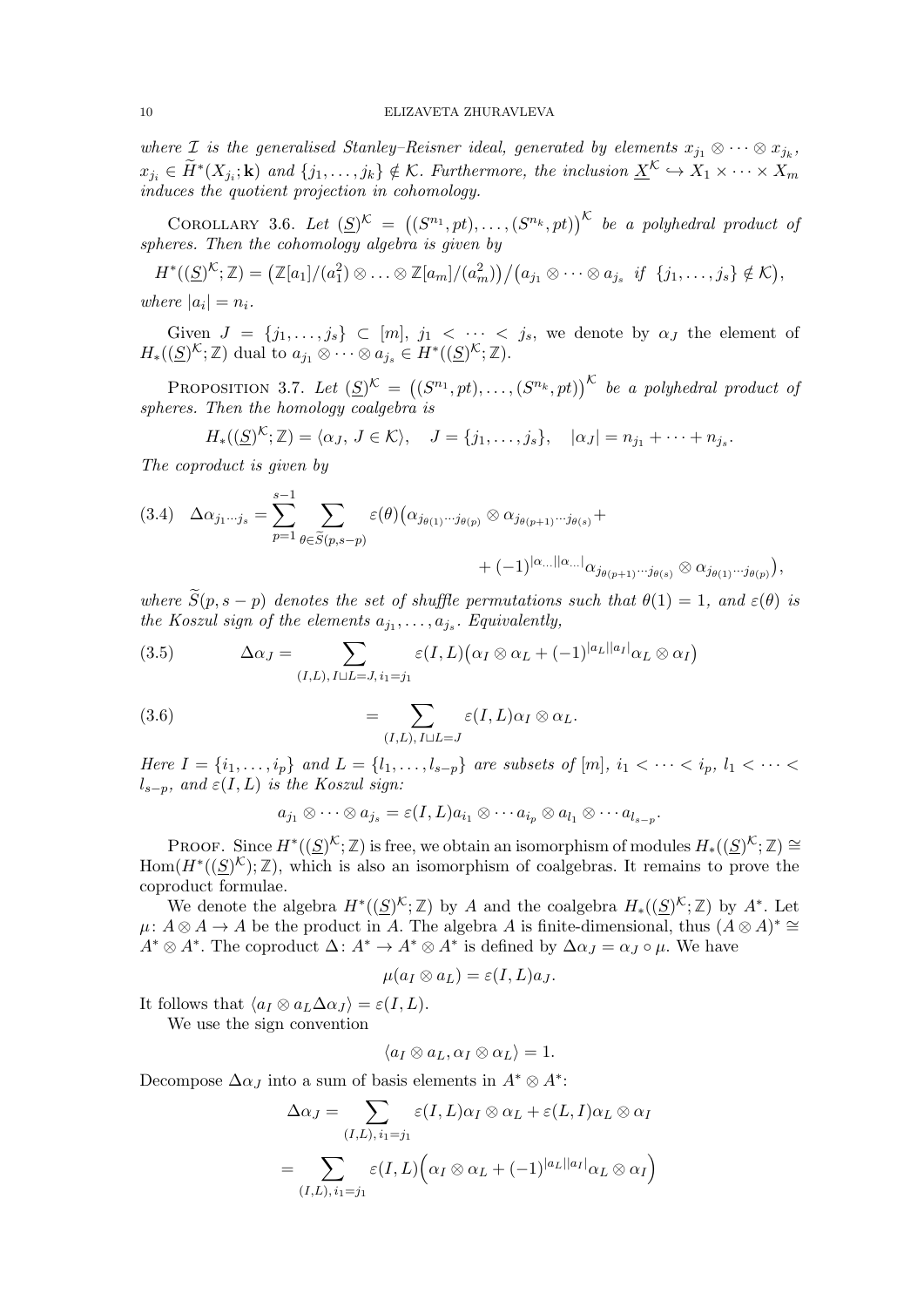*where $\mathcal{I}$ is the generalised Stanley–Reisner ideal, generated by elements $x_{j_1} \otimes \cdots \otimes x_{j_k}$, $x_{j_i} \in \widetilde{H}^*(X_{j_i}; \mathbf{k})$ and $\{j_1, \ldots, j_k\} \notin \mathcal{K}$. Furthermore, the inclusion $\underline{X}^{\mathcal{K}} \hookrightarrow X_1 \times \cdots \times X_m$ induces the quotient projection in cohomology.*

COROLLARY 3.6. *Let $(\underline{S})^{\mathcal{K}} = \big((S^{n_1}, pt), \ldots, (S^{n_k}, pt)\big)^{\mathcal{K}}$ be a polyhedral product of spheres. Then the cohomology algebra is given by*

$$H^*((\underline{S})^{\mathcal{K}}; \mathbb{Z}) = \big(\mathbb{Z}[a_1]/(a_1^2) \otimes \ldots \otimes \mathbb{Z}[a_m]/(a_m^2)\big)/\big(a_{j_1} \otimes \cdots \otimes a_{j_s} \;\; if \;\; \{j_1, \ldots, j_s\} \notin \mathcal{K}\big),$$

*where $|a_i| = n_i$.*

Given $J = \{j_1, \ldots, j_s\} \subset [m]$, $j_1 < \cdots < j_s$, we denote by $\alpha_J$ the element of $H_*((\underline{S})^{\mathcal{K}}; \mathbb{Z})$ dual to $a_{j_1} \otimes \cdots \otimes a_{j_s} \in H^*((\underline{S})^{\mathcal{K}}; \mathbb{Z})$.

PROPOSITION 3.7. *Let $(\underline{S})^{\mathcal{K}} = \big((S^{n_1}, pt), \ldots, (S^{n_k}, pt)\big)^{\mathcal{K}}$ be a polyhedral product of spheres. Then the homology coalgebra is*

$$H_*((\underline{S})^{\mathcal{K}}; \mathbb{Z}) = \langle \alpha_J, \, J \in \mathcal{K} \rangle, \quad J = \{j_1, \ldots, j_s\}, \quad |\alpha_J| = n_{j_1} + \cdots + n_{j_s}.$$

*The coproduct is given by*

$$(3.4) \quad \Delta\alpha_{j_1 \cdots j_s} = \sum_{p=1}^{s-1} \sum_{\theta \in \widetilde{S}(p, s-p)} \varepsilon(\theta)\big(\alpha_{j_{\theta(1)} \cdots j_{\theta(p)}} \otimes \alpha_{j_{\theta(p+1)} \cdots j_{\theta(s)}} + \\ + (-1)^{|\alpha_{\ldots}||\alpha_{\ldots}|} \alpha_{j_{\theta(p+1)} \cdots j_{\theta(s)}} \otimes \alpha_{j_{\theta(1)} \cdots j_{\theta(p)}}\big),$$

*where $\widetilde{S}(p, s-p)$ denotes the set of shuffle permutations such that $\theta(1) = 1$, and $\varepsilon(\theta)$ is the Koszul sign of the elements $a_{j_1}, \ldots, a_{j_s}$. Equivalently,*

$$(3.5) \qquad \Delta\alpha_J = \sum_{(I,L),\, I \sqcup L = J,\, i_1 = j_1} \varepsilon(I, L)\big(\alpha_I \otimes \alpha_L + (-1)^{|a_L||a_I|} \alpha_L \otimes \alpha_I\big)$$

$$(3.6) \qquad = \sum_{(I,L),\, I \sqcup L = J} \varepsilon(I, L) \alpha_I \otimes \alpha_L.$$

*Here $I = \{i_1, \ldots, i_p\}$ and $L = \{l_1, \ldots, l_{s-p}\}$ are subsets of $[m]$, $i_1 < \cdots < i_p$, $l_1 < \cdots < l_{s-p}$, and $\varepsilon(I, L)$ is the Koszul sign:*

$$a_{j_1} \otimes \cdots \otimes a_{j_s} = \varepsilon(I, L) a_{i_1} \otimes \cdots a_{i_p} \otimes a_{l_1} \otimes \cdots a_{l_{s-p}}.$$

PROOF. Since $H^*((\underline{S})^{\mathcal{K}}; \mathbb{Z})$ is free, we obtain an isomorphism of modules $H_*((\underline{S})^{\mathcal{K}}; \mathbb{Z}) \cong \mathrm{Hom}(H^*((\underline{S})^{\mathcal{K}}); \mathbb{Z})$, which is also an isomorphism of coalgebras. It remains to prove the coproduct formulae.

We denote the algebra $H^*((\underline{S})^{\mathcal{K}}; \mathbb{Z})$ by $A$ and the coalgebra $H_*((\underline{S})^{\mathcal{K}}; \mathbb{Z})$ by $A^*$. Let $\mu\colon A \otimes A \to A$ be the product in $A$. The algebra $A$ is finite-dimensional, thus $(A \otimes A)^* \cong A^* \otimes A^*$. The coproduct $\Delta\colon A^* \to A^* \otimes A^*$ is defined by $\Delta\alpha_J = \alpha_J \circ \mu$. We have

$$\mu(a_I \otimes a_L) = \varepsilon(I, L) a_J.$$

It follows that $\langle a_I \otimes a_L \Delta\alpha_J \rangle = \varepsilon(I, L)$.

We use the sign convention

$$\langle a_I \otimes a_L, \alpha_I \otimes \alpha_L \rangle = 1.$$

Decompose $\Delta\alpha_J$ into a sum of basis elements in $A^* \otimes A^*$:

$$\Delta\alpha_J = \sum_{(I,L),\, i_1 = j_1} \varepsilon(I, L)\alpha_I \otimes \alpha_L + \varepsilon(L, I)\alpha_L \otimes \alpha_I$$

$$= \sum_{(I,L),\, i_1 = j_1} \varepsilon(I, L)\Big(\alpha_I \otimes \alpha_L + (-1)^{|a_L||a_I|}\alpha_L \otimes \alpha_I\Big)$$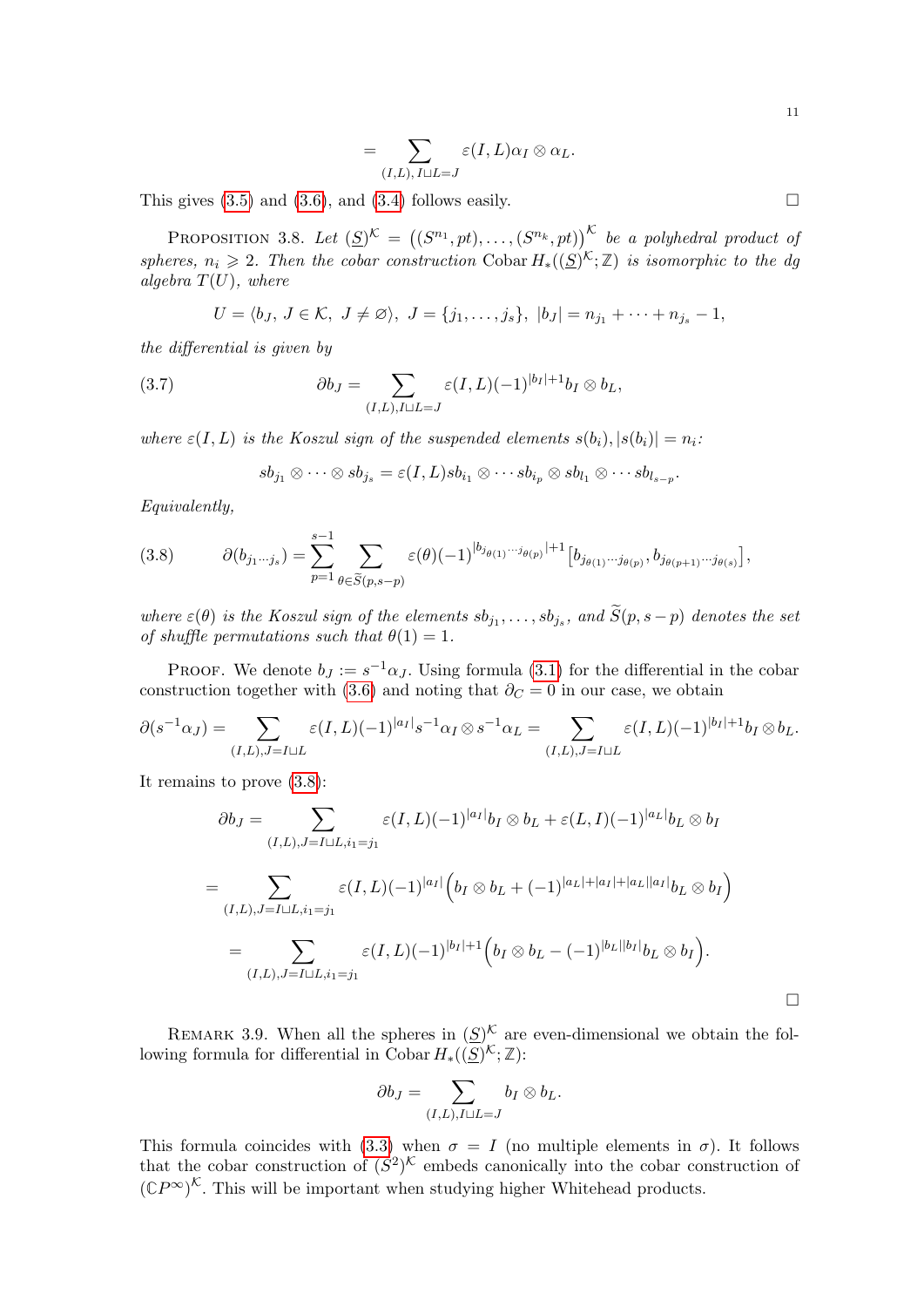$$= \sum_{(I,L),\, I\sqcup L=J} \varepsilon(I,L)\alpha_I \otimes \alpha_L.$$

This gives (3.5) and (3.6), and (3.4) follows easily. $\square$

PROPOSITION 3.8. *Let $(\underline{S})^{\mathcal{K}} = \big((S^{n_1},pt),\dots,(S^{n_k},pt)\big)^{\mathcal{K}}$ be a polyhedral product of spheres, $n_i \geqslant 2$. Then the cobar construction* $\operatorname{Cobar} H_*((\underline{S})^{\mathcal{K}};\mathbb{Z})$ *is isomorphic to the dg algebra $T(U)$, where*

$$U = \langle b_J,\, J \in \mathcal{K},\ J \neq \varnothing \rangle,\ J=\{j_1,\dots,j_s\},\ |b_J| = n_{j_1}+\dots+n_{j_s}-1,$$

*the differential is given by*

$$\partial b_J = \sum_{(I,L),I\sqcup L=J} \varepsilon(I,L)(-1)^{|b_I|+1} b_I \otimes b_L, \tag{3.7}$$

*where $\varepsilon(I,L)$ is the Koszul sign of the suspended elements $s(b_i), |s(b_i)| = n_i$:*

$$sb_{j_1}\otimes\dots\otimes sb_{j_s} = \varepsilon(I,L) sb_{i_1}\otimes\cdots sb_{i_p}\otimes sb_{l_1}\otimes\cdots sb_{l_{s-p}}.$$

*Equivalently,*

$$\partial(b_{j_1\cdots j_s}) = \sum_{p=1}^{s-1}\sum_{\theta\in\widetilde{S}(p,s-p)} \varepsilon(\theta)(-1)^{|b_{j_{\theta(1)}\cdots j_{\theta(p)}}|+1}\big[b_{j_{\theta(1)}\cdots j_{\theta(p)}}, b_{j_{\theta(p+1)}\cdots j_{\theta(s)}}\big], \tag{3.8}$$

*where $\varepsilon(\theta)$ is the Koszul sign of the elements $sb_{j_1},\dots,sb_{j_s}$, and $\widetilde{S}(p,s-p)$ denotes the set of shuffle permutations such that $\theta(1)=1$.*

PROOF. We denote $b_J := s^{-1}\alpha_J$. Using formula (3.1) for the differential in the cobar construction together with (3.6) and noting that $\partial_C = 0$ in our case, we obtain

$$\partial(s^{-1}\alpha_J) = \sum_{(I,L),J=I\sqcup L} \varepsilon(I,L)(-1)^{|a_I|} s^{-1}\alpha_I \otimes s^{-1}\alpha_L = \sum_{(I,L),J=I\sqcup L} \varepsilon(I,L)(-1)^{|b_I|+1} b_I\otimes b_L.$$

It remains to prove (3.8):

$$\partial b_J = \sum_{(I,L),J=I\sqcup L,i_1=j_1} \varepsilon(I,L)(-1)^{|a_I|} b_I\otimes b_L + \varepsilon(L,I)(-1)^{|a_L|} b_L\otimes b_I$$

$$= \sum_{(I,L),J=I\sqcup L,i_1=j_1} \varepsilon(I,L)(-1)^{|a_I|}\Big(b_I\otimes b_L + (-1)^{|a_L|+|a_I|+|a_L||a_I|} b_L\otimes b_I\Big)$$

$$= \sum_{(I,L),J=I\sqcup L,i_1=j_1} \varepsilon(I,L)(-1)^{|b_I|+1}\Big(b_I\otimes b_L - (-1)^{|b_L||b_I|} b_L\otimes b_I\Big).$$

$\square$

REMARK 3.9. When all the spheres in $(\underline{S})^{\mathcal{K}}$ are even-dimensional we obtain the following formula for differential in $\operatorname{Cobar} H_*((\underline{S})^{\mathcal{K}};\mathbb{Z})$:

$$\partial b_J = \sum_{(I,L),I\sqcup L=J} b_I\otimes b_L.$$

This formula coincides with (3.3) when $\sigma = I$ (no multiple elements in $\sigma$). It follows that the cobar construction of $(S^2)^{\mathcal{K}}$ embeds canonically into the cobar construction of $(\mathbb{C}P^\infty)^{\mathcal{K}}$. This will be important when studying higher Whitehead products.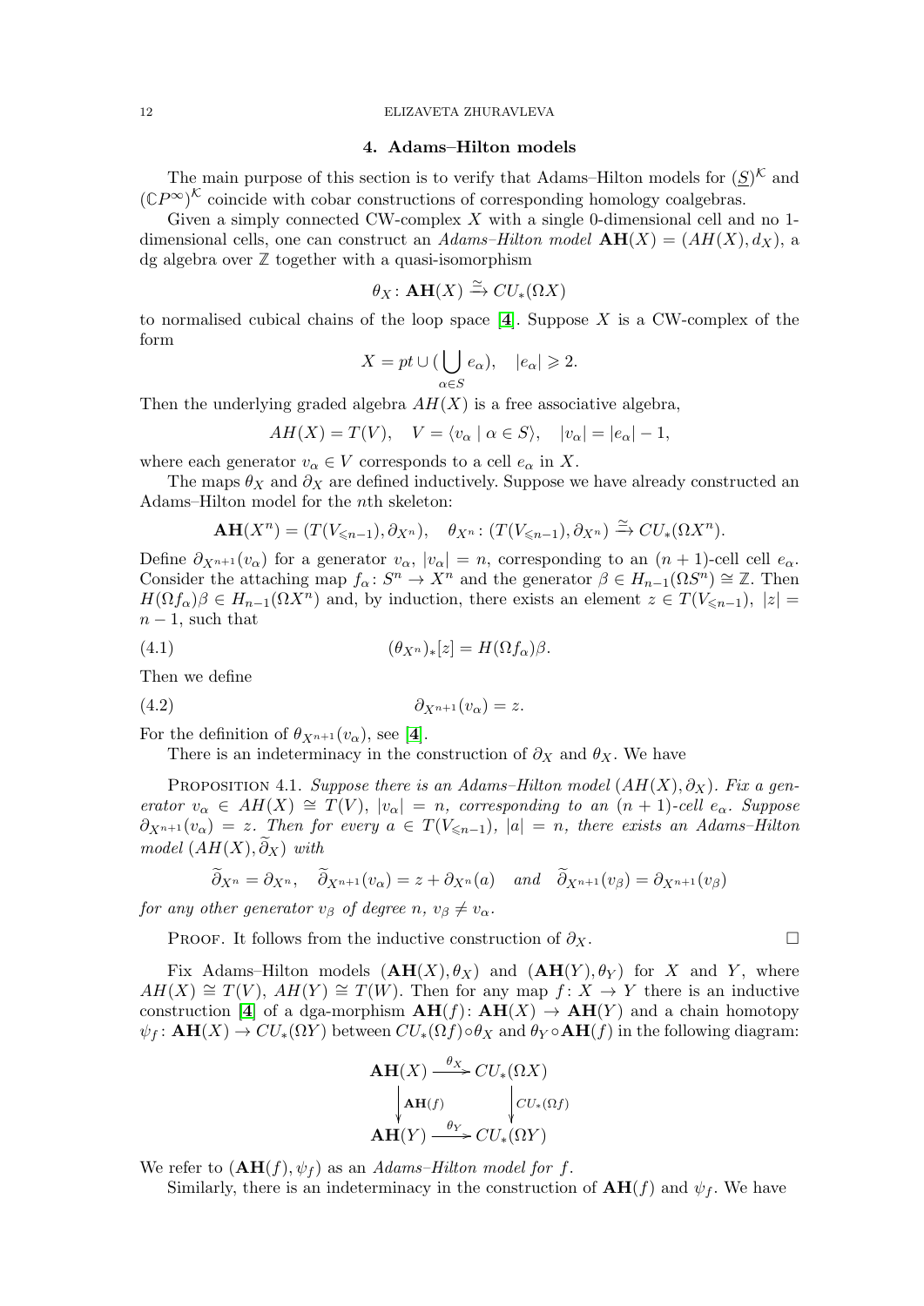## 4. Adams–Hilton models

The main purpose of this section is to verify that Adams–Hilton models for $(\underline{S})^{\mathcal{K}}$ and $(\mathbb{C}P^\infty)^{\mathcal{K}}$ coincide with cobar constructions of corresponding homology coalgebras.

Given a simply connected CW-complex $X$ with a single 0-dimensional cell and no 1-dimensional cells, one can construct an *Adams–Hilton model* $\mathbf{AH}(X) = (AH(X), d_X)$, a dg algebra over $\mathbb{Z}$ together with a quasi-isomorphism

$$\theta_X \colon \mathbf{AH}(X) \xrightarrow{\simeq} CU_*(\Omega X)$$

to normalised cubical chains of the loop space [**4**]. Suppose $X$ is a CW-complex of the form

$$X = pt \cup (\bigcup_{\alpha \in S} e_\alpha), \quad |e_\alpha| \geqslant 2.$$

Then the underlying graded algebra $AH(X)$ is a free associative algebra,

$$AH(X) = T(V), \quad V = \langle v_\alpha \mid \alpha \in S \rangle, \quad |v_\alpha| = |e_\alpha| - 1,$$

where each generator $v_\alpha \in V$ corresponds to a cell $e_\alpha$ in $X$.

The maps $\theta_X$ and $\partial_X$ are defined inductively. Suppose we have already constructed an Adams–Hilton model for the $n$th skeleton:

$$\mathbf{AH}(X^n) = (T(V_{\leqslant n-1}), \partial_{X^n}), \quad \theta_{X^n} \colon (T(V_{\leqslant n-1}), \partial_{X^n}) \xrightarrow{\simeq} CU_*(\Omega X^n).$$

Define $\partial_{X^{n+1}}(v_\alpha)$ for a generator $v_\alpha$, $|v_\alpha| = n$, corresponding to an $(n+1)$-cell cell $e_\alpha$. Consider the attaching map $f_\alpha \colon S^n \to X^n$ and the generator $\beta \in H_{n-1}(\Omega S^n) \cong \mathbb{Z}$. Then $H(\Omega f_\alpha)\beta \in H_{n-1}(\Omega X^n)$ and, by induction, there exists an element $z \in T(V_{\leqslant n-1})$, $|z| = n-1$, such that

$$(\theta_{X^n})_*[z] = H(\Omega f_\alpha)\beta. \tag{4.1}$$

Then we define

$$\partial_{X^{n+1}}(v_\alpha) = z. \tag{4.2}$$

For the definition of $\theta_{X^{n+1}}(v_\alpha)$, see [**4**].

There is an indeterminacy in the construction of $\partial_X$ and $\theta_X$. We have

Proposition 4.1. *Suppose there is an Adams–Hilton model $(AH(X), \partial_X)$. Fix a generator $v_\alpha \in AH(X) \cong T(V)$, $|v_\alpha| = n$, corresponding to an $(n+1)$-cell $e_\alpha$. Suppose $\partial_{X^{n+1}}(v_\alpha) = z$. Then for every $a \in T(V_{\leqslant n-1})$, $|a| = n$, there exists an Adams–Hilton model $(AH(X), \widetilde{\partial}_X)$ with*

$$\widetilde{\partial}_{X^n} = \partial_{X^n}, \quad \widetilde{\partial}_{X^{n+1}}(v_\alpha) = z + \partial_{X^n}(a) \quad \text{and} \quad \widetilde{\partial}_{X^{n+1}}(v_\beta) = \partial_{X^{n+1}}(v_\beta)$$

*for any other generator $v_\beta$ of degree $n$, $v_\beta \neq v_\alpha$.*

Proof. It follows from the inductive construction of $\partial_X$. $\square$

Fix Adams–Hilton models $(\mathbf{AH}(X), \theta_X)$ and $(\mathbf{AH}(Y), \theta_Y)$ for $X$ and $Y$, where $AH(X) \cong T(V)$, $AH(Y) \cong T(W)$. Then for any map $f \colon X \to Y$ there is an inductive construction [**4**] of a dga-morphism $\mathbf{AH}(f) \colon \mathbf{AH}(X) \to \mathbf{AH}(Y)$ and a chain homotopy $\psi_f \colon \mathbf{AH}(X) \to CU_*(\Omega Y)$ between $CU_*(\Omega f) \circ \theta_X$ and $\theta_Y \circ \mathbf{AH}(f)$ in the following diagram:

$$\begin{array}{ccc} \mathbf{AH}(X) & \xrightarrow{\theta_X} & CU_*(\Omega X) \\ \big\downarrow{\scriptstyle \mathbf{AH}(f)} & & \big\downarrow{\scriptstyle CU_*(\Omega f)} \\ \mathbf{AH}(Y) & \xrightarrow{\theta_Y} & CU_*(\Omega Y) \end{array}$$

We refer to $(\mathbf{AH}(f), \psi_f)$ as an *Adams–Hilton model for $f$*.

Similarly, there is an indeterminacy in the construction of $\mathbf{AH}(f)$ and $\psi_f$. We have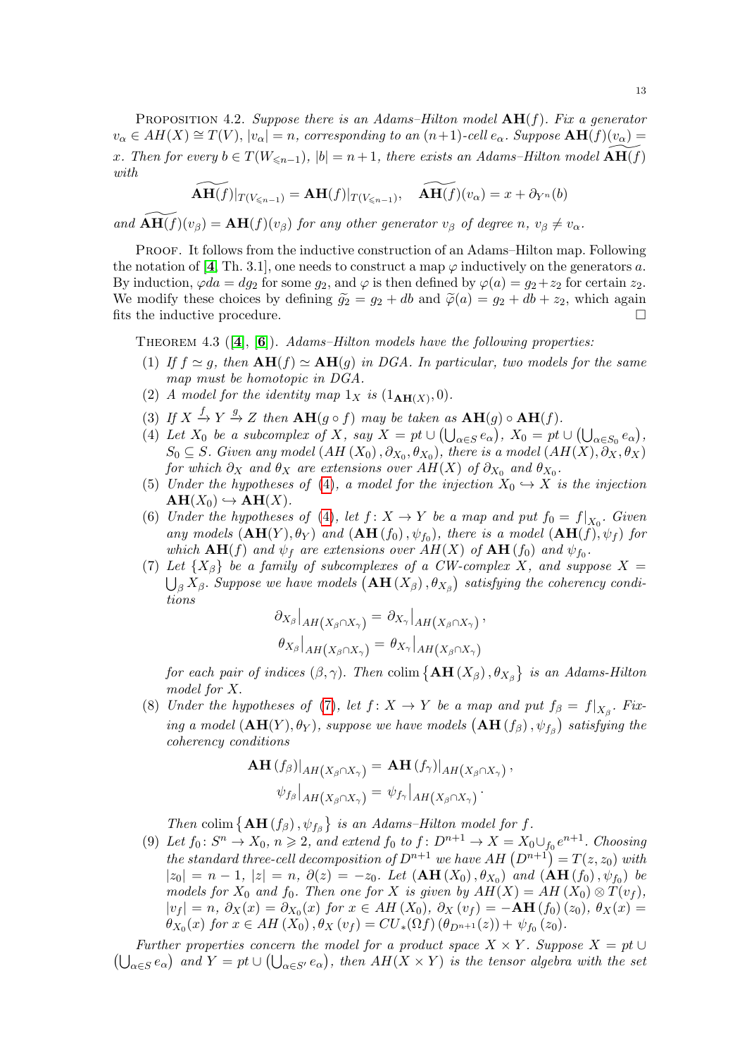Proposition 4.2. *Suppose there is an Adams–Hilton model* $\mathbf{AH}(f)$*. Fix a generator* $v_\alpha \in AH(X) \cong T(V)$*,* $|v_\alpha| = n$*, corresponding to an* $(n+1)$*-cell* $e_\alpha$*. Suppose* $\mathbf{AH}(f)(v_\alpha) = x$*. Then for every* $b \in T(W_{\leqslant n-1})$*,* $|b| = n+1$*, there exists an Adams–Hilton model* $\widetilde{\mathbf{AH}(f)}$ *with*

$$\widetilde{\mathbf{AH}(f)}|_{T(V_{\leqslant n-1})} = \mathbf{AH}(f)|_{T(V_{\leqslant n-1})}, \quad \widetilde{\mathbf{AH}(f)}(v_\alpha) = x + \partial_{Y^n}(b)$$

*and* $\widetilde{\mathbf{AH}(f)}(v_\beta) = \mathbf{AH}(f)(v_\beta)$ *for any other generator* $v_\beta$ *of degree* $n$*,* $v_\beta \neq v_\alpha$*.*

Proof. It follows from the inductive construction of an Adams–Hilton map. Following the notation of [4, Th. 3.1], one needs to construct a map $\varphi$ inductively on the generators $a$. By induction, $\varphi da = dg_2$ for some $g_2$, and $\varphi$ is then defined by $\varphi(a) = g_2 + z_2$ for certain $z_2$. We modify these choices by defining $\widetilde{g}_2 = g_2 + db$ and $\widetilde{\varphi}(a) = g_2 + db + z_2$, which again fits the inductive procedure. □

Theorem 4.3 ([4], [6]). *Adams–Hilton models have the following properties:*

1. *If* $f \simeq g$*, then* $\mathbf{AH}(f) \simeq \mathbf{AH}(g)$ *in DGA. In particular, two models for the same map must be homotopic in DGA.*
2. *A model for the identity map* $1_X$ *is* $(1_{\mathbf{AH}(X)}, 0)$*.*
3. *If* $X \xrightarrow{f} Y \xrightarrow{g} Z$ *then* $\mathbf{AH}(g \circ f)$ *may be taken as* $\mathbf{AH}(g) \circ \mathbf{AH}(f)$*.*
4. *Let* $X_0$ *be a subcomplex of* $X$*, say* $X = pt \cup \left(\bigcup_{\alpha \in S} e_\alpha\right)$*,* $X_0 = pt \cup \left(\bigcup_{\alpha \in S_0} e_\alpha\right)$*,* $S_0 \subseteq S$*. Given any model* $(AH(X_0), \partial_{X_0}, \theta_{X_0})$*, there is a model* $(AH(X), \partial_X, \theta_X)$ *for which* $\partial_X$ *and* $\theta_X$ *are extensions over* $AH(X)$ *of* $\partial_{X_0}$ *and* $\theta_{X_0}$*.*
5. *Under the hypotheses of (4), a model for the injection* $X_0 \hookrightarrow X$ *is the injection* $\mathbf{AH}(X_0) \hookrightarrow \mathbf{AH}(X)$*.*
6. *Under the hypotheses of (4), let* $f\colon X \to Y$ *be a map and put* $f_0 = f|_{X_0}$*. Given any models* $(\mathbf{AH}(Y), \theta_Y)$ *and* $(\mathbf{AH}(f_0), \psi_{f_0})$*, there is a model* $(\mathbf{AH}(f), \psi_f)$ *for which* $\mathbf{AH}(f)$ *and* $\psi_f$ *are extensions over* $AH(X)$ *of* $\mathbf{AH}(f_0)$ *and* $\psi_{f_0}$*.*
7. *Let* $\{X_\beta\}$ *be a family of subcomplexes of a CW-complex* $X$*, and suppose* $X = \bigcup_\beta X_\beta$*. Suppose we have models* $\left(\mathbf{AH}(X_\beta), \theta_{X_\beta}\right)$ *satisfying the coherency conditions*
$$\partial_{X_\beta}\big|_{AH(X_\beta \cap X_\gamma)} = \partial_{X_\gamma}\big|_{AH(X_\beta \cap X_\gamma)},$$
$$\theta_{X_\beta}\big|_{AH(X_\beta \cap X_\gamma)} = \theta_{X_\gamma}\big|_{AH(X_\beta \cap X_\gamma)}$$
*for each pair of indices* $(\beta, \gamma)$*. Then* $\operatorname{colim}\left\{\mathbf{AH}(X_\beta), \theta_{X_\beta}\right\}$ *is an Adams-Hilton model for* $X$*.*
8. *Under the hypotheses of (7), let* $f\colon X \to Y$ *be a map and put* $f_\beta = f|_{X_\beta}$*. Fixing a model* $(\mathbf{AH}(Y), \theta_Y)$*, suppose we have models* $\left(\mathbf{AH}(f_\beta), \psi_{f_\beta}\right)$ *satisfying the coherency conditions*
$$\mathbf{AH}(f_\beta)|_{AH(X_\beta \cap X_\gamma)} = \mathbf{AH}(f_\gamma)|_{AH(X_\beta \cap X_\gamma)},$$
$$\psi_{f_\beta}\big|_{AH(X_\beta \cap X_\gamma)} = \psi_{f_\gamma}\big|_{AH(X_\beta \cap X_\gamma)}.$$
*Then* $\operatorname{colim}\left\{\mathbf{AH}(f_\beta), \psi_{f_\beta}\right\}$ *is an Adams–Hilton model for* $f$*.*
9. *Let* $f_0\colon S^n \to X_0$*,* $n \geqslant 2$*, and extend* $f_0$ *to* $f\colon D^{n+1} \to X = X_0 \cup_{f_0} e^{n+1}$*. Choosing the standard three-cell decomposition of* $D^{n+1}$ *we have* $AH\left(D^{n+1}\right) = T(z, z_0)$ *with* $|z_0| = n-1$*,* $|z| = n$*,* $\partial(z) = -z_0$*. Let* $(\mathbf{AH}(X_0), \theta_{X_0})$ *and* $(\mathbf{AH}(f_0), \psi_{f_0})$ *be models for* $X_0$ *and* $f_0$*. Then one for* $X$ *is given by* $AH(X) = AH(X_0) \otimes T(v_f)$*,* $|v_f| = n$*,* $\partial_X(x) = \partial_{X_0}(x)$ *for* $x \in AH(X_0)$*,* $\partial_X(v_f) = -\mathbf{AH}(f_0)(z_0)$*,* $\theta_X(x) = \theta_{X_0}(x)$ *for* $x \in AH(X_0)$*,* $\theta_X(v_f) = CU_*(\Omega f)(\theta_{D^{n+1}}(z)) + \psi_{f_0}(z_0)$*.*

*Further properties concern the model for a product space* $X \times Y$*. Suppose* $X = pt \cup \left(\bigcup_{\alpha \in S} e_\alpha\right)$ *and* $Y = pt \cup \left(\bigcup_{\alpha \in S'} e_\alpha\right)$*, then* $AH(X \times Y)$ *is the tensor algebra with the set*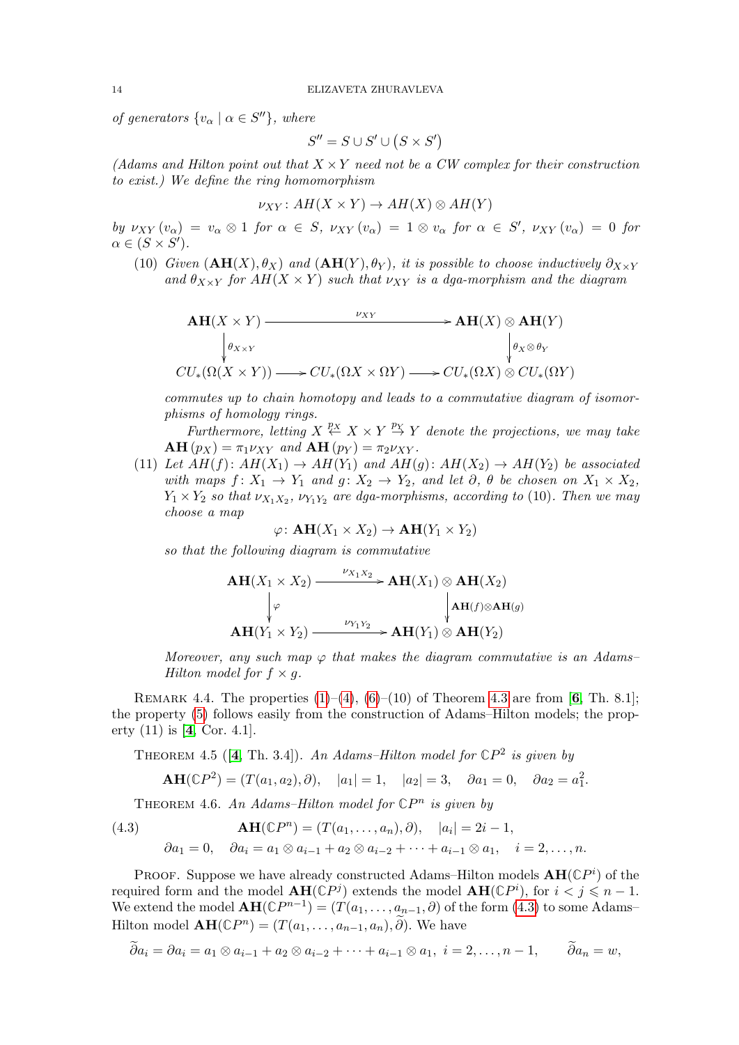*of generators $\{v_\alpha \mid \alpha \in S''\}$, where*

$$S'' = S \cup S' \cup \big(S \times S'\big)$$

*(Adams and Hilton point out that $X \times Y$ need not be a CW complex for their construction to exist.) We define the ring homomorphism*

$$\nu_{XY}\colon AH(X \times Y) \to AH(X) \otimes AH(Y)$$

*by $\nu_{XY}(v_\alpha) = v_\alpha \otimes 1$ for $\alpha \in S$, $\nu_{XY}(v_\alpha) = 1 \otimes v_\alpha$ for $\alpha \in S'$, $\nu_{XY}(v_\alpha) = 0$ for $\alpha \in (S \times S')$.*

(10) *Given $(\mathbf{AH}(X), \theta_X)$ and $(\mathbf{AH}(Y), \theta_Y)$, it is possible to choose inductively $\partial_{X\times Y}$ and $\theta_{X\times Y}$ for $AH(X \times Y)$ such that $\nu_{XY}$ is a dga-morphism and the diagram*

$$\begin{array}{ccccc}
\mathbf{AH}(X\times Y) & & \xrightarrow{\quad\nu_{XY}\quad} & & \mathbf{AH}(X)\otimes\mathbf{AH}(Y) \\
\downarrow{\scriptstyle\theta_{X\times Y}} & & & & \downarrow{\scriptstyle\theta_X\otimes\theta_Y} \\
CU_*(\Omega(X\times Y)) & \longrightarrow & CU_*(\Omega X\times\Omega Y) & \longrightarrow & CU_*(\Omega X)\otimes CU_*(\Omega Y)
\end{array}$$

*commutes up to chain homotopy and leads to a commutative diagram of isomorphisms of homology rings.*

*Furthermore, letting $X \xleftarrow{p_X} X \times Y \xrightarrow{p_Y} Y$ denote the projections, we may take $\mathbf{AH}(p_X) = \pi_1\nu_{XY}$ and $\mathbf{AH}(p_Y) = \pi_2\nu_{XY}$.*

(11) *Let $AH(f)\colon AH(X_1) \to AH(Y_1)$ and $AH(g)\colon AH(X_2) \to AH(Y_2)$ be associated with maps $f\colon X_1 \to Y_1$ and $g\colon X_2 \to Y_2$, and let $\partial$, $\theta$ be chosen on $X_1 \times X_2$, $Y_1 \times Y_2$ so that $\nu_{X_1X_2}$, $\nu_{Y_1Y_2}$ are dga-morphisms, according to (10). Then we may choose a map*

$$\varphi\colon \mathbf{AH}(X_1 \times X_2) \to \mathbf{AH}(Y_1 \times Y_2)$$

*so that the following diagram is commutative*

$$\begin{array}{ccc}
\mathbf{AH}(X_1\times X_2) & \xrightarrow{\nu_{X_1X_2}} & \mathbf{AH}(X_1)\otimes\mathbf{AH}(X_2) \\
\downarrow{\scriptstyle\varphi} & & \downarrow{\scriptstyle\mathbf{AH}(f)\otimes\mathbf{AH}(g)} \\
\mathbf{AH}(Y_1\times Y_2) & \xrightarrow{\nu_{Y_1Y_2}} & \mathbf{AH}(Y_1)\otimes\mathbf{AH}(Y_2)
\end{array}$$

*Moreover, any such map $\varphi$ that makes the diagram commutative is an Adams–Hilton model for $f \times g$.*

Remark 4.4. The properties (1)–(4), (6)–(10) of Theorem 4.3 are from [**6**, Th. 8.1]; the property (5) follows easily from the construction of Adams–Hilton models; the property (11) is [**4**, Cor. 4.1].

Theorem 4.5 ([**4**, Th. 3.4]). *An Adams–Hilton model for $\mathbb{C}P^2$ is given by*

$$\mathbf{AH}(\mathbb{C}P^2) = (T(a_1, a_2), \partial), \quad |a_1| = 1, \quad |a_2| = 3, \quad \partial a_1 = 0, \quad \partial a_2 = a_1^2.$$

Theorem 4.6. *An Adams–Hilton model for $\mathbb{C}P^n$ is given by*

$$\mathbf{AH}(\mathbb{C}P^n) = (T(a_1, \dots, a_n), \partial), \quad |a_i| = 2i - 1, \tag{4.3}$$
$$\partial a_1 = 0, \quad \partial a_i = a_1 \otimes a_{i-1} + a_2 \otimes a_{i-2} + \dots + a_{i-1} \otimes a_1, \quad i = 2, \dots, n.$$

Proof. Suppose we have already constructed Adams–Hilton models $\mathbf{AH}(\mathbb{C}P^i)$ of the required form and the model $\mathbf{AH}(\mathbb{C}P^j)$ extends the model $\mathbf{AH}(\mathbb{C}P^i)$, for $i < j \leqslant n-1$. We extend the model $\mathbf{AH}(\mathbb{C}P^{n-1}) = (T(a_1, \dots, a_{n-1}, \partial)$ of the form (4.3) to some Adams–Hilton model $\mathbf{AH}(\mathbb{C}P^n) = (T(a_1, \dots, a_{n-1}, a_n), \widetilde{\partial})$. We have

$$\widetilde{\partial} a_i = \partial a_i = a_1 \otimes a_{i-1} + a_2 \otimes a_{i-2} + \dots + a_{i-1} \otimes a_1, \ i = 2, \dots, n-1, \qquad \widetilde{\partial} a_n = w,$$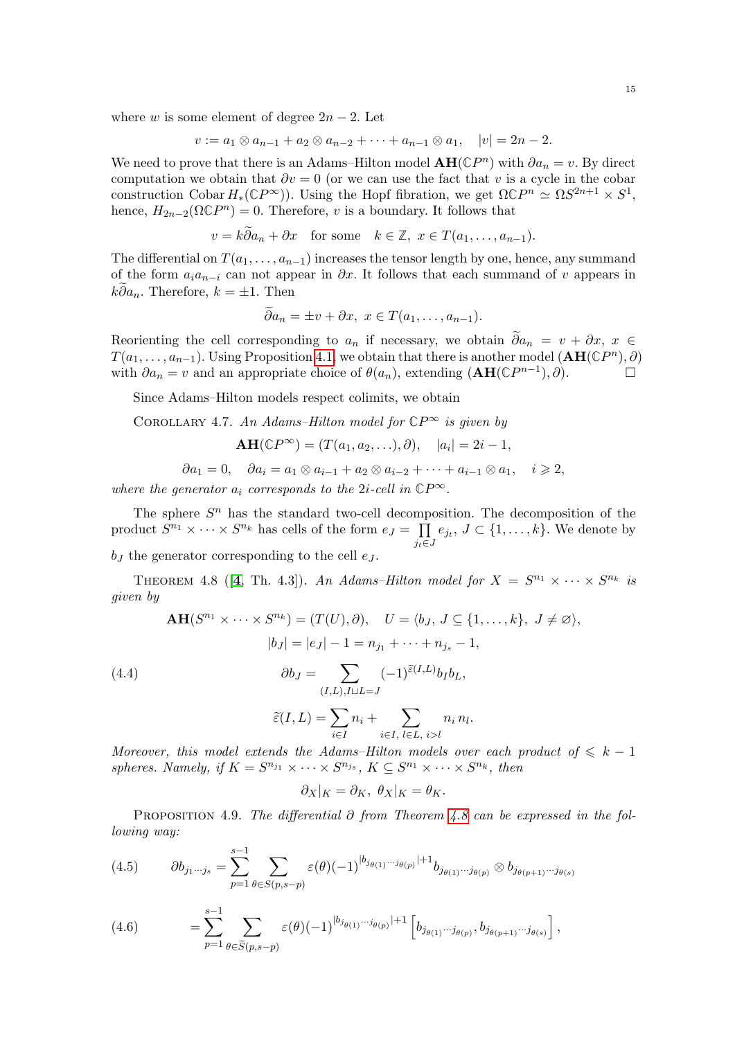where $w$ is some element of degree $2n-2$. Let

$$v := a_1 \otimes a_{n-1} + a_2 \otimes a_{n-2} + \cdots + a_{n-1} \otimes a_1, \quad |v| = 2n-2.$$

We need to prove that there is an Adams–Hilton model $\mathbf{AH}(\mathbb{C}P^n)$ with $\partial a_n = v$. By direct computation we obtain that $\partial v = 0$ (or we can use the fact that $v$ is a cycle in the cobar construction $\operatorname{Cobar} H_*(\mathbb{C}P^\infty)$). Using the Hopf fibration, we get $\Omega \mathbb{C}P^n \simeq \Omega S^{2n+1} \times S^1$, hence, $H_{2n-2}(\Omega \mathbb{C}P^n) = 0$. Therefore, $v$ is a boundary. It follows that

$$v = k\widetilde{\partial} a_n + \partial x \quad \text{for some} \quad k \in \mathbb{Z},\ x \in T(a_1, \ldots, a_{n-1}).$$

The differential on $T(a_1, \ldots, a_{n-1})$ increases the tensor length by one, hence, any summand of the form $a_i a_{n-i}$ can not appear in $\partial x$. It follows that each summand of $v$ appears in $k\widetilde{\partial} a_n$. Therefore, $k = \pm 1$. Then

$$\widetilde{\partial} a_n = \pm v + \partial x,\ x \in T(a_1, \ldots, a_{n-1}).$$

Reorienting the cell corresponding to $a_n$ if necessary, we obtain $\widetilde{\partial} a_n = v + \partial x$, $x \in T(a_1, \ldots, a_{n-1})$. Using Proposition 4.1, we obtain that there is another model $(\mathbf{AH}(\mathbb{C}P^n), \partial)$ with $\partial a_n = v$ and an appropriate choice of $\theta(a_n)$, extending $(\mathbf{AH}(\mathbb{C}P^{n-1}), \partial)$. $\square$

Since Adams–Hilton models respect colimits, we obtain

Corollary 4.7. *An Adams–Hilton model for $\mathbb{C}P^\infty$ is given by*

$$\mathbf{AH}(\mathbb{C}P^\infty) = (T(a_1, a_2, \ldots), \partial), \quad |a_i| = 2i - 1,$$

$$\partial a_1 = 0, \quad \partial a_i = a_1 \otimes a_{i-1} + a_2 \otimes a_{i-2} + \cdots + a_{i-1} \otimes a_1, \quad i \geqslant 2,$$

*where the generator $a_i$ corresponds to the $2i$-cell in $\mathbb{C}P^\infty$.*

The sphere $S^n$ has the standard two-cell decomposition. The decomposition of the product $S^{n_1} \times \cdots \times S^{n_k}$ has cells of the form $e_J = \prod_{j_t \in J} e_{j_t}$, $J \subset \{1, \ldots, k\}$. We denote by $b_J$ the generator corresponding to the cell $e_J$.

Theorem 4.8 ([4, Th. 4.3]). *An Adams–Hilton model for $X = S^{n_1} \times \cdots \times S^{n_k}$ is given by*

$$\mathbf{AH}(S^{n_1} \times \cdots \times S^{n_k}) = (T(U), \partial), \quad U = \langle b_J,\ J \subseteq \{1, \ldots, k\},\ J \neq \varnothing \rangle,$$

$$|b_J| = |e_J| - 1 = n_{j_1} + \cdots + n_{j_s} - 1,$$

$$\partial b_J = \sum_{(I,L), I \sqcup L = J} (-1)^{\widetilde{\varepsilon}(I,L)} b_I b_L, \tag{4.4}$$

$$\widetilde{\varepsilon}(I, L) = \sum_{i \in I} n_i + \sum_{i \in I,\ l \in L,\ i > l} n_i\, n_l.$$

*Moreover, this model extends the Adams–Hilton models over each product of $\leqslant k-1$ spheres. Namely, if $K = S^{n_{j_1}} \times \cdots \times S^{n_{j_s}}$, $K \subseteq S^{n_1} \times \cdots \times S^{n_k}$, then*

$$\partial_X|_K = \partial_K,\ \theta_X|_K = \theta_K.$$

Proposition 4.9. *The differential $\partial$ from Theorem 4.8 can be expressed in the following way:*

$$\partial b_{j_1 \cdots j_s} = \sum_{p=1}^{s-1} \sum_{\theta \in S(p, s-p)} \varepsilon(\theta) (-1)^{|b_{j_{\theta(1)} \cdots j_{\theta(p)}}| + 1} b_{j_{\theta(1)} \cdots j_{\theta(p)}} \otimes b_{j_{\theta(p+1)} \cdots j_{\theta(s)}} \tag{4.5}$$

$$= \sum_{p=1}^{s-1} \sum_{\theta \in \widetilde{S}(p, s-p)} \varepsilon(\theta) (-1)^{|b_{j_{\theta(1)} \cdots j_{\theta(p)}}| + 1} \left[ b_{j_{\theta(1)} \cdots j_{\theta(p)}}, b_{j_{\theta(p+1)} \cdots j_{\theta(s)}} \right], \tag{4.6}$$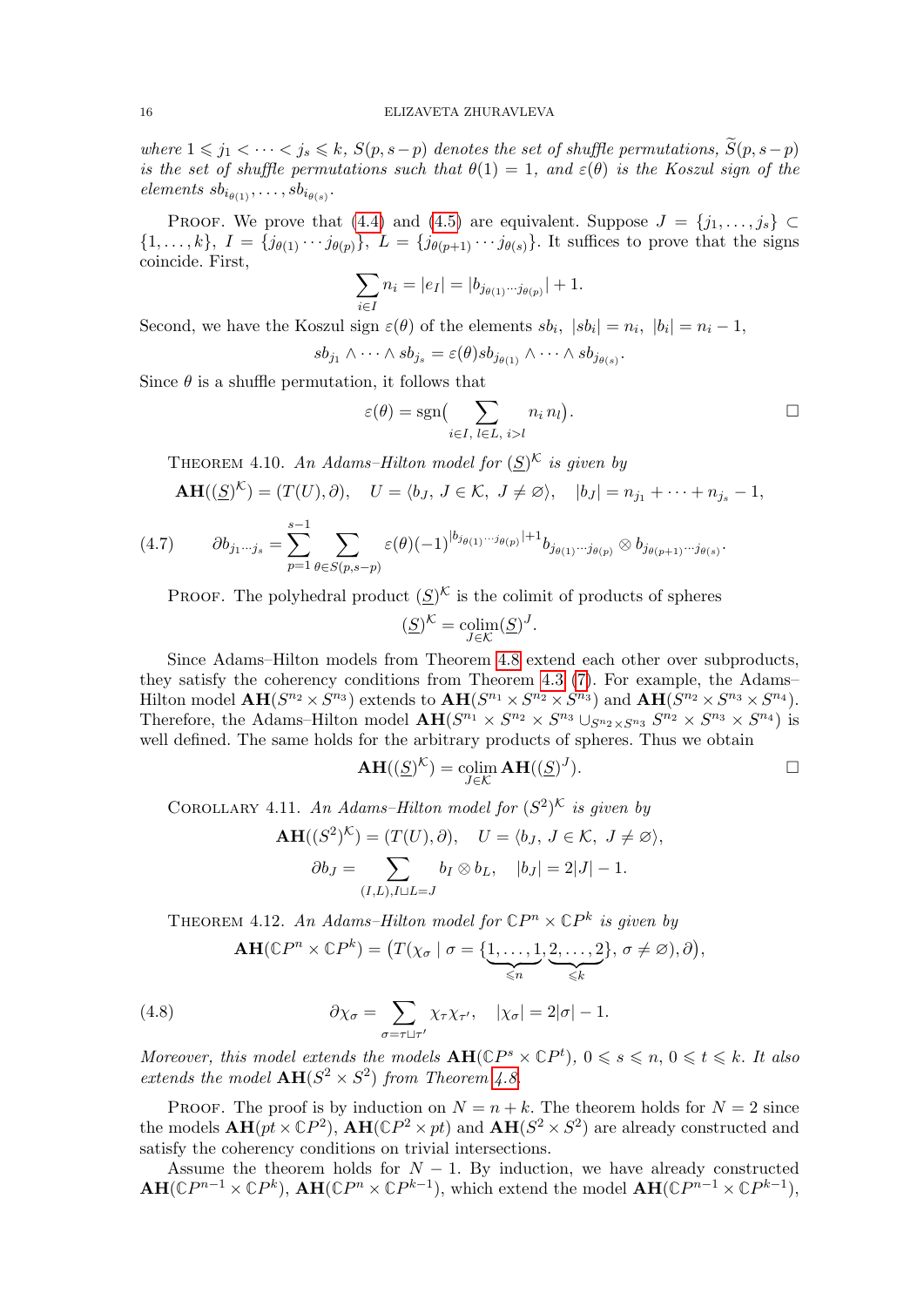*where $1 \leqslant j_1 < \cdots < j_s \leqslant k$, $S(p, s-p)$ denotes the set of shuffle permutations, $\widetilde{S}(p, s-p)$ is the set of shuffle permutations such that $\theta(1) = 1$, and $\varepsilon(\theta)$ is the Koszul sign of the elements $sb_{i_{\theta(1)}}, \ldots, sb_{i_{\theta(s)}}$.*

Proof. We prove that (4.4) and (4.5) are equivalent. Suppose $J = \{j_1, \ldots, j_s\} \subset \{1, \ldots, k\}$, $I = \{j_{\theta(1)} \cdots j_{\theta(p)}\}$, $L = \{j_{\theta(p+1)} \cdots j_{\theta(s)}\}$. It suffices to prove that the signs coincide. First,

$$\sum_{i \in I} n_i = |e_I| = |b_{j_{\theta(1)} \cdots j_{\theta(p)}}| + 1.$$

Second, we have the Koszul sign $\varepsilon(\theta)$ of the elements $sb_i$, $|sb_i| = n_i$, $|b_i| = n_i - 1$,

$$sb_{j_1} \wedge \cdots \wedge sb_{j_s} = \varepsilon(\theta) sb_{j_{\theta(1)}} \wedge \cdots \wedge sb_{j_{\theta(s)}}.$$

Since $\theta$ is a shuffle permutation, it follows that

$$\varepsilon(\theta) = \operatorname{sgn}\Big( \sum_{i \in I,\, l \in L,\, i > l} n_i\, n_l \Big).$$

□

Theorem 4.10. *An Adams–Hilton model for $(\underline{S})^{\mathcal{K}}$ is given by*

$$\mathbf{AH}((\underline{S})^{\mathcal{K}}) = (T(U), \partial), \quad U = \langle b_J,\, J \in \mathcal{K},\, J \neq \varnothing \rangle, \quad |b_J| = n_{j_1} + \cdots + n_{j_s} - 1,$$

$$\partial b_{j_1 \cdots j_s} = \sum_{p=1}^{s-1} \sum_{\theta \in S(p, s-p)} \varepsilon(\theta) (-1)^{|b_{j_{\theta(1)} \cdots j_{\theta(p)}}| + 1} b_{j_{\theta(1)} \cdots j_{\theta(p)}} \otimes b_{j_{\theta(p+1)} \cdots j_{\theta(s)}}. \tag{4.7}$$

Proof. The polyhedral product $(\underline{S})^{\mathcal{K}}$ is the colimit of products of spheres

$$(\underline{S})^{\mathcal{K}} = \operatorname*{colim}_{J \in \mathcal{K}} (\underline{S})^J.$$

Since Adams–Hilton models from Theorem 4.8 extend each other over subproducts, they satisfy the coherency conditions from Theorem 4.3 (7). For example, the Adams–Hilton model $\mathbf{AH}(S^{n_2} \times S^{n_3})$ extends to $\mathbf{AH}(S^{n_1} \times S^{n_2} \times S^{n_3})$ and $\mathbf{AH}(S^{n_2} \times S^{n_3} \times S^{n_4})$. Therefore, the Adams–Hilton model $\mathbf{AH}(S^{n_1} \times S^{n_2} \times S^{n_3} \cup_{S^{n_2} \times S^{n_3}} S^{n_2} \times S^{n_3} \times S^{n_4})$ is well defined. The same holds for the arbitrary products of spheres. Thus we obtain

$$\mathbf{AH}((\underline{S})^{\mathcal{K}}) = \operatorname*{colim}_{J \in \mathcal{K}} \mathbf{AH}((\underline{S})^J).$$

□

Corollary 4.11. *An Adams–Hilton model for $(S^2)^{\mathcal{K}}$ is given by*

$$\mathbf{AH}((S^2)^{\mathcal{K}}) = (T(U), \partial), \quad U = \langle b_J,\, J \in \mathcal{K},\, J \neq \varnothing \rangle,$$

$$\partial b_J = \sum_{(I,L), I \sqcup L = J} b_I \otimes b_L, \quad |b_J| = 2|J| - 1.$$

Theorem 4.12. *An Adams–Hilton model for $\mathbb{C}P^n \times \mathbb{C}P^k$ is given by*

$$\mathbf{AH}(\mathbb{C}P^n \times \mathbb{C}P^k) = \big(T(\chi_\sigma \mid \sigma = \{\underbrace{1, \ldots, 1}_{\leqslant n}, \underbrace{2, \ldots, 2}_{\leqslant k}\},\, \sigma \neq \varnothing), \partial\big),$$

$$\partial \chi_\sigma = \sum_{\sigma = \tau \sqcup \tau'} \chi_\tau \chi_{\tau'}, \quad |\chi_\sigma| = 2|\sigma| - 1. \tag{4.8}$$

*Moreover, this model extends the models $\mathbf{AH}(\mathbb{C}P^s \times \mathbb{C}P^t)$, $0 \leqslant s \leqslant n$, $0 \leqslant t \leqslant k$. It also extends the model $\mathbf{AH}(S^2 \times S^2)$ from Theorem 4.8.*

Proof. The proof is by induction on $N = n + k$. The theorem holds for $N = 2$ since the models $\mathbf{AH}(pt \times \mathbb{C}P^2)$, $\mathbf{AH}(\mathbb{C}P^2 \times pt)$ and $\mathbf{AH}(S^2 \times S^2)$ are already constructed and satisfy the coherency conditions on trivial intersections.

Assume the theorem holds for $N - 1$. By induction, we have already constructed $\mathbf{AH}(\mathbb{C}P^{n-1} \times \mathbb{C}P^k)$, $\mathbf{AH}(\mathbb{C}P^n \times \mathbb{C}P^{k-1})$, which extend the model $\mathbf{AH}(\mathbb{C}P^{n-1} \times \mathbb{C}P^{k-1})$,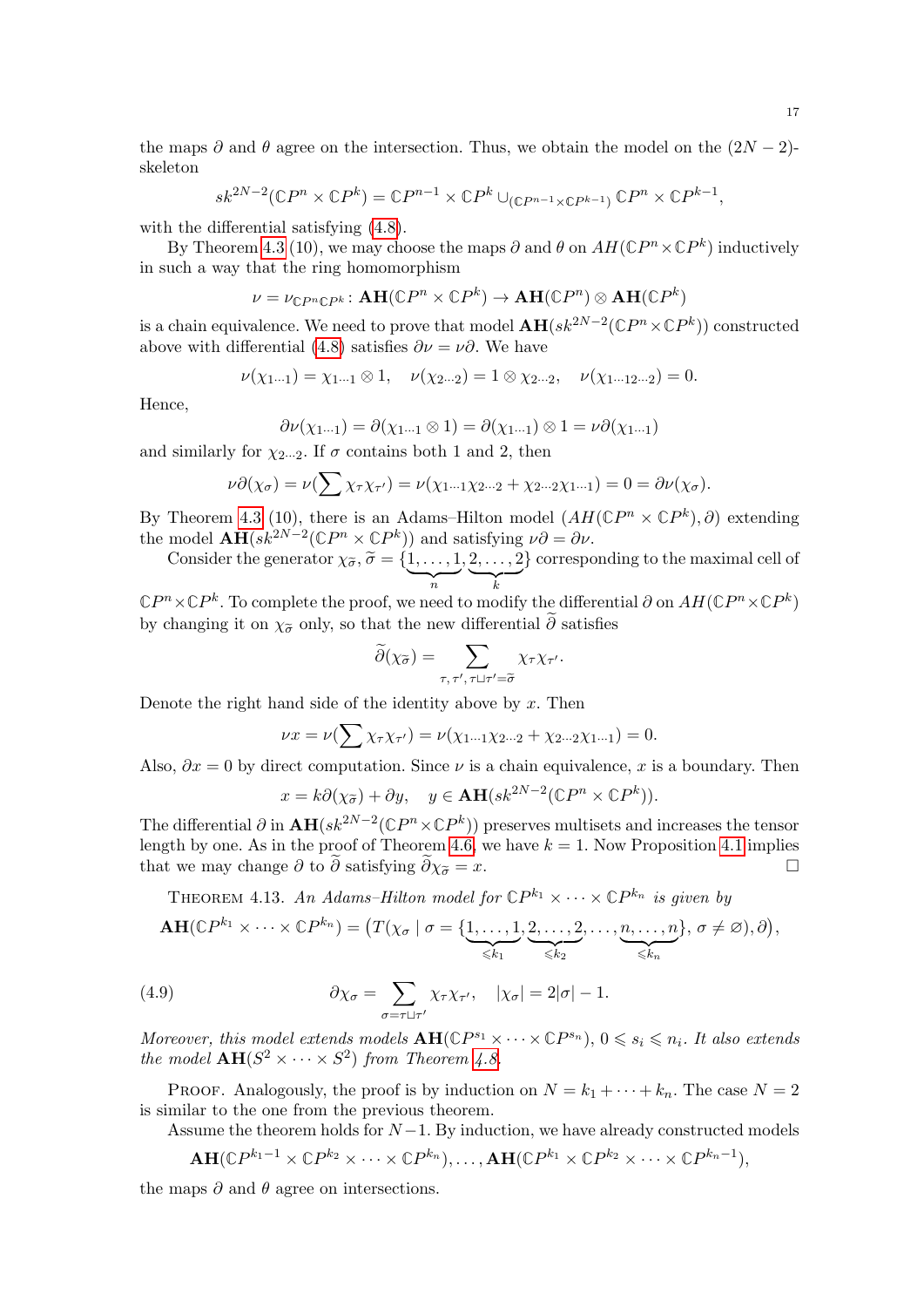the maps $\partial$ and $\theta$ agree on the intersection. Thus, we obtain the model on the $(2N-2)$-skeleton

$$sk^{2N-2}(\mathbb{C}P^n \times \mathbb{C}P^k) = \mathbb{C}P^{n-1} \times \mathbb{C}P^k \cup_{(\mathbb{C}P^{n-1}\times \mathbb{C}P^{k-1})} \mathbb{C}P^n \times \mathbb{C}P^{k-1},$$

with the differential satisfying (4.8).

By Theorem 4.3 (10), we may choose the maps $\partial$ and $\theta$ on $AH(\mathbb{C}P^n \times \mathbb{C}P^k)$ inductively in such a way that the ring homomorphism

$$\nu = \nu_{\mathbb{C}P^n\mathbb{C}P^k} \colon \mathbf{AH}(\mathbb{C}P^n \times \mathbb{C}P^k) \to \mathbf{AH}(\mathbb{C}P^n) \otimes \mathbf{AH}(\mathbb{C}P^k)$$

is a chain equivalence. We need to prove that model $\mathbf{AH}(sk^{2N-2}(\mathbb{C}P^n \times \mathbb{C}P^k))$ constructed above with differential (4.8) satisfies $\partial\nu = \nu\partial$. We have

$$\nu(\chi_{1\cdots 1}) = \chi_{1\cdots 1} \otimes 1, \quad \nu(\chi_{2\cdots 2}) = 1 \otimes \chi_{2\cdots 2}, \quad \nu(\chi_{1\cdots 12\cdots 2}) = 0.$$

Hence,

$$\partial\nu(\chi_{1\cdots 1}) = \partial(\chi_{1\cdots 1} \otimes 1) = \partial(\chi_{1\cdots 1}) \otimes 1 = \nu\partial(\chi_{1\cdots 1})$$

and similarly for $\chi_{2\cdots 2}$. If $\sigma$ contains both 1 and 2, then

$$\nu\partial(\chi_\sigma) = \nu(\sum \chi_\tau\chi_{\tau'}) = \nu(\chi_{1\cdots 1}\chi_{2\cdots 2} + \chi_{2\cdots 2}\chi_{1\cdots 1}) = 0 = \partial\nu(\chi_\sigma).$$

By Theorem 4.3 (10), there is an Adams–Hilton model $(AH(\mathbb{C}P^n \times \mathbb{C}P^k), \partial)$ extending the model $\mathbf{AH}(sk^{2N-2}(\mathbb{C}P^n \times \mathbb{C}P^k))$ and satisfying $\nu\partial = \partial\nu$.

Consider the generator $\chi_{\widetilde{\sigma}}$, $\widetilde{\sigma} = \{\underbrace{1,\dots,1}_{n}, \underbrace{2,\dots,2}_{k}\}$ corresponding to the maximal cell of $\mathbb{C}P^n \times \mathbb{C}P^k$. To complete the proof, we need to modify the differential $\partial$ on $AH(\mathbb{C}P^n \times \mathbb{C}P^k)$ by changing it on $\chi_{\widetilde{\sigma}}$ only, so that the new differential $\widetilde{\partial}$ satisfies

$$\widetilde{\partial}(\chi_{\widetilde{\sigma}}) = \sum_{\tau,\, \tau',\, \tau\sqcup\tau' = \widetilde{\sigma}} \chi_\tau\chi_{\tau'}.$$

Denote the right hand side of the identity above by $x$. Then

$$\nu x = \nu(\sum \chi_\tau\chi_{\tau'}) = \nu(\chi_{1\cdots 1}\chi_{2\cdots 2} + \chi_{2\cdots 2}\chi_{1\cdots 1}) = 0.$$

Also, $\partial x = 0$ by direct computation. Since $\nu$ is a chain equivalence, $x$ is a boundary. Then

$$x = k\partial(\chi_{\widetilde{\sigma}}) + \partial y, \quad y \in \mathbf{AH}(sk^{2N-2}(\mathbb{C}P^n \times \mathbb{C}P^k)).$$

The differential $\partial$ in $\mathbf{AH}(sk^{2N-2}(\mathbb{C}P^n \times \mathbb{C}P^k))$ preserves multisets and increases the tensor length by one. As in the proof of Theorem 4.6, we have $k = 1$. Now Proposition 4.1 implies that we may change $\partial$ to $\widetilde{\partial}$ satisfying $\widetilde{\partial}\chi_{\widetilde{\sigma}} = x$. $\square$

THEOREM 4.13. *An Adams–Hilton model for* $\mathbb{C}P^{k_1} \times \cdots \times \mathbb{C}P^{k_n}$ *is given by*

$$\mathbf{AH}(\mathbb{C}P^{k_1} \times \cdots \times \mathbb{C}P^{k_n}) = \big(T(\chi_\sigma \mid \sigma = \{\underbrace{1,\dots,1}_{\leqslant k_1}, \underbrace{2,\dots,2}_{\leqslant k_2}, \dots, \underbrace{n,\dots,n}_{\leqslant k_n}\},\, \sigma \neq \varnothing), \partial\big),$$

$$\partial\chi_\sigma = \sum_{\sigma = \tau\sqcup\tau'} \chi_\tau\chi_{\tau'}, \quad |\chi_\sigma| = 2|\sigma| - 1. \tag{4.9}$$

*Moreover, this model extends models* $\mathbf{AH}(\mathbb{C}P^{s_1} \times \cdots \times \mathbb{C}P^{s_n})$, $0 \leqslant s_i \leqslant n_i$. *It also extends the model* $\mathbf{AH}(S^2 \times \cdots \times S^2)$ *from Theorem 4.8.*

PROOF. Analogously, the proof is by induction on $N = k_1 + \cdots + k_n$. The case $N = 2$ is similar to the one from the previous theorem.

Assume the theorem holds for $N-1$. By induction, we have already constructed models

$$\mathbf{AH}(\mathbb{C}P^{k_1-1} \times \mathbb{C}P^{k_2} \times \cdots \times \mathbb{C}P^{k_n}), \dots, \mathbf{AH}(\mathbb{C}P^{k_1} \times \mathbb{C}P^{k_2} \times \cdots \times \mathbb{C}P^{k_n-1}),$$

the maps $\partial$ and $\theta$ agree on intersections.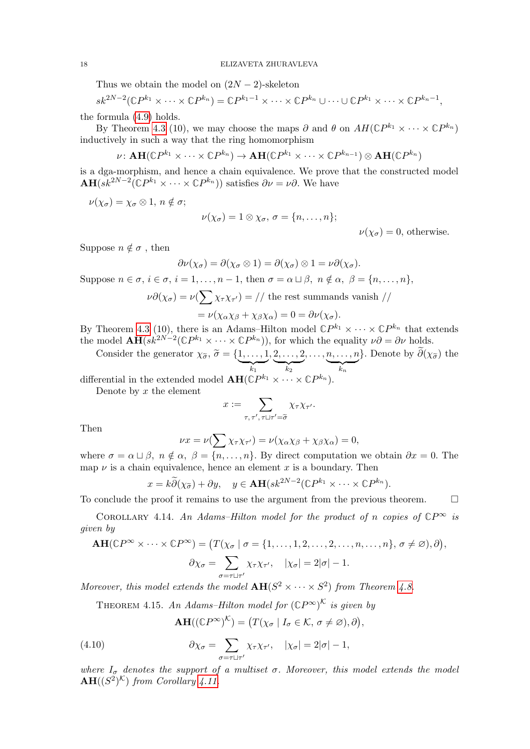Thus we obtain the model on $(2N-2)$-skeleton

$$sk^{2N-2}(\mathbb{C}P^{k_1}\times\cdots\times\mathbb{C}P^{k_n}) = \mathbb{C}P^{k_1-1}\times\cdots\times\mathbb{C}P^{k_n}\cup\cdots\cup\mathbb{C}P^{k_1}\times\cdots\times\mathbb{C}P^{k_n-1},$$

the formula (4.9) holds.

By Theorem 4.3 (10), we may choose the maps $\partial$ and $\theta$ on $AH(\mathbb{C}P^{k_1}\times\cdots\times\mathbb{C}P^{k_n})$ inductively in such a way that the ring homomorphism

$$\nu\colon \mathbf{AH}(\mathbb{C}P^{k_1}\times\cdots\times\mathbb{C}P^{k_n})\to\mathbf{AH}(\mathbb{C}P^{k_1}\times\cdots\times\mathbb{C}P^{k_{n-1}})\otimes\mathbf{AH}(\mathbb{C}P^{k_n})$$

is a dga-morphism, and hence a chain equivalence. We prove that the constructed model $\mathbf{AH}(sk^{2N-2}(\mathbb{C}P^{k_1}\times\cdots\times\mathbb{C}P^{k_n}))$ satisfies $\partial\nu=\nu\partial$. We have

$$\nu(\chi_\sigma)=\chi_\sigma\otimes 1,\ n\notin\sigma;$$

$$\nu(\chi_\sigma)=1\otimes\chi_\sigma,\ \sigma=\{n,\dots,n\};$$

$$\nu(\chi_\sigma)=0,\ \text{otherwise.}$$

Suppose $n\notin\sigma$ , then

$$\partial\nu(\chi_\sigma)=\partial(\chi_\sigma\otimes 1)=\partial(\chi_\sigma)\otimes 1=\nu\partial(\chi_\sigma).$$

Suppose $n\in\sigma$, $i\in\sigma$, $i=1,\dots,n-1$, then $\sigma=\alpha\sqcup\beta,\ n\notin\alpha,\ \beta=\{n,\dots,n\}$,

$$\nu\partial(\chi_\sigma)=\nu(\sum\chi_\tau\chi_{\tau'})= //\text{ the rest summands vanish }//$$
$$=\nu(\chi_\alpha\chi_\beta+\chi_\beta\chi_\alpha)=0=\partial\nu(\chi_\sigma).$$

By Theorem 4.3 (10), there is an Adams–Hilton model $\mathbb{C}P^{k_1}\times\cdots\times\mathbb{C}P^{k_n}$ that extends the model $\mathbf{AH}(sk^{2N-2}(\mathbb{C}P^{k_1}\times\cdots\times\mathbb{C}P^{k_n}))$, for which the equality $\nu\partial=\partial\nu$ holds.

Consider the generator $\chi_{\widetilde\sigma}$, $\widetilde\sigma=\{\underbrace{1,\dots,1}_{k_1},\underbrace{2,\dots,2}_{k_2},\dots,\underbrace{n,\dots,n}_{k_n}\}$. Denote by $\widetilde\partial(\chi_{\widetilde\sigma})$ the differential in the extended model $\mathbf{AH}(\mathbb{C}P^{k_1}\times\cdots\times\mathbb{C}P^{k_n})$.

Denote by $x$ the element

$$x:=\sum_{\tau,\tau',\,\tau\sqcup\tau'=\widetilde\sigma}\chi_\tau\chi_{\tau'}.$$

Then

$$\nu x=\nu(\sum\chi_\tau\chi_{\tau'})=\nu(\chi_\alpha\chi_\beta+\chi_\beta\chi_\alpha)=0,$$

where $\sigma=\alpha\sqcup\beta,\ n\notin\alpha,\ \beta=\{n,\dots,n\}$. By direct computation we obtain $\partial x=0$. The map $\nu$ is a chain equivalence, hence an element $x$ is a boundary. Then

$$x=k\widetilde\partial(\chi_{\widetilde\sigma})+\partial y,\quad y\in\mathbf{AH}(sk^{2N-2}(\mathbb{C}P^{k_1}\times\cdots\times\mathbb{C}P^{k_n})).$$

To conclude the proof it remains to use the argument from the previous theorem. $\square$

Corollary 4.14. *An Adams–Hilton model for the product of $n$ copies of $\mathbb{C}P^\infty$ is given by*

$$\mathbf{AH}(\mathbb{C}P^\infty\times\cdots\times\mathbb{C}P^\infty)=\big(T(\chi_\sigma\mid\sigma=\{1,\dots,1,2,\dots,2,\dots,n,\dots,n\},\,\sigma\neq\varnothing),\partial\big),$$

$$\partial\chi_\sigma=\sum_{\sigma=\tau\sqcup\tau'}\chi_\tau\chi_{\tau'},\quad |\chi_\sigma|=2|\sigma|-1.$$

*Moreover, this model extends the model $\mathbf{AH}(S^2\times\cdots\times S^2)$ from Theorem 4.8.*

Theorem 4.15. *An Adams–Hilton model for $(\mathbb{C}P^\infty)^{\mathcal{K}}$ is given by*

$$\mathbf{AH}((\mathbb{C}P^\infty)^{\mathcal{K}})=\big(T(\chi_\sigma\mid I_\sigma\in\mathcal{K},\,\sigma\neq\varnothing),\partial\big),$$

$$\partial\chi_\sigma=\sum_{\sigma=\tau\sqcup\tau'}\chi_\tau\chi_{\tau'},\quad |\chi_\sigma|=2|\sigma|-1, \tag{4.10}$$

*where $I_\sigma$ denotes the support of a multiset $\sigma$. Moreover, this model extends the model $\mathbf{AH}((S^2)^{\mathcal{K}})$ from Corollary 4.11.*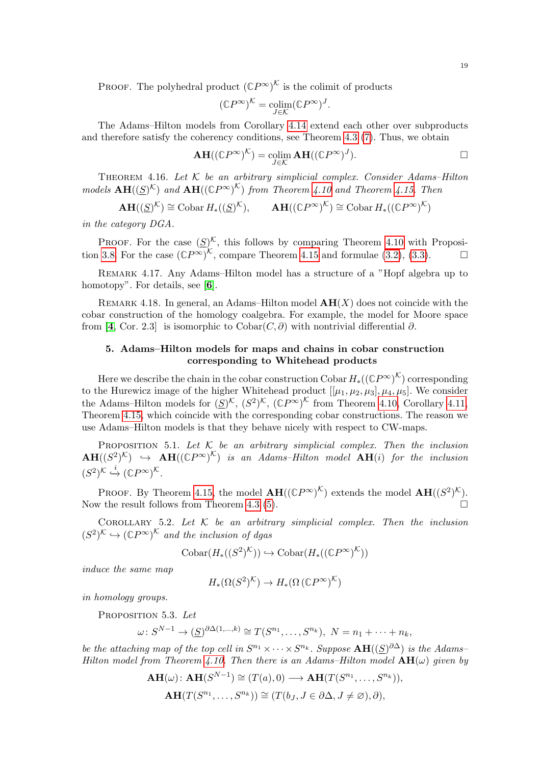Proof. The polyhedral product $(\mathbb{C}P^\infty)^{\mathcal{K}}$ is the colimit of products

$$(\mathbb{C}P^\infty)^{\mathcal{K}} = \operatorname*{colim}_{J\in\mathcal{K}} (\mathbb{C}P^\infty)^J.$$

The Adams–Hilton models from Corollary 4.14 extend each other over subproducts and therefore satisfy the coherency conditions, see Theorem 4.3 (7). Thus, we obtain

$$\mathbf{AH}((\mathbb{C}P^\infty)^{\mathcal{K}}) = \operatorname*{colim}_{J\in\mathcal{K}} \mathbf{AH}((\mathbb{C}P^\infty)^J). \qquad \square$$

Theorem 4.16. *Let $\mathcal{K}$ be an arbitrary simplicial complex. Consider Adams–Hilton models $\mathbf{AH}((\underline{S})^{\mathcal{K}})$ and $\mathbf{AH}((\mathbb{C}P^\infty)^{\mathcal{K}})$ from Theorem 4.10 and Theorem 4.15. Then*

$$\mathbf{AH}((\underline{S})^{\mathcal{K}}) \cong \operatorname{Cobar} H_*((\underline{S})^{\mathcal{K}}), \qquad \mathbf{AH}((\mathbb{C}P^\infty)^{\mathcal{K}}) \cong \operatorname{Cobar} H_*((\mathbb{C}P^\infty)^{\mathcal{K}})$$

*in the category DGA.*

Proof. For the case $(\underline{S})^{\mathcal{K}}$, this follows by comparing Theorem 4.10 with Proposition 3.8. For the case $(\mathbb{C}P^\infty)^{\mathcal{K}}$, compare Theorem 4.15 and formulae (3.2), (3.3). $\square$

Remark 4.17. Any Adams–Hilton model has a structure of a "Hopf algebra up to homotopy". For details, see [6].

Remark 4.18. In general, an Adams–Hilton model $\mathbf{AH}(X)$ does not coincide with the cobar construction of the homology coalgebra. For example, the model for Moore space from [4, Cor. 2.3] is isomorphic to $\operatorname{Cobar}(C, \partial)$ with nontrivial differential $\partial$.

## 5. Adams–Hilton models for maps and chains in cobar construction corresponding to Whitehead products

Here we describe the chain in the cobar construction $\operatorname{Cobar} H_*((\mathbb{C}P^\infty)^{\mathcal{K}})$ corresponding to the Hurewicz image of the higher Whitehead product $[[\mu_1, \mu_2, \mu_3], \mu_4, \mu_5]$. We consider the Adams–Hilton models for $(\underline{S})^{\mathcal{K}}$, $(S^2)^{\mathcal{K}}$, $(\mathbb{C}P^\infty)^{\mathcal{K}}$ from Theorem 4.10, Corollary 4.11, Theorem 4.15, which coincide with the corresponding cobar constructions. The reason we use Adams–Hilton models is that they behave nicely with respect to CW-maps.

Proposition 5.1. *Let $\mathcal{K}$ be an arbitrary simplicial complex. Then the inclusion $\mathbf{AH}((S^2)^{\mathcal{K}}) \hookrightarrow \mathbf{AH}((\mathbb{C}P^\infty)^{\mathcal{K}})$ is an Adams–Hilton model $\mathbf{AH}(i)$ for the inclusion $(S^2)^{\mathcal{K}} \overset{i}{\hookrightarrow} (\mathbb{C}P^\infty)^{\mathcal{K}}$.*

Proof. By Theorem 4.15, the model $\mathbf{AH}((\mathbb{C}P^\infty)^{\mathcal{K}})$ extends the model $\mathbf{AH}((S^2)^{\mathcal{K}})$. Now the result follows from Theorem 4.3 (5). $\square$

Corollary 5.2. *Let $\mathcal{K}$ be an arbitrary simplicial complex. Then the inclusion $(S^2)^{\mathcal{K}} \hookrightarrow (\mathbb{C}P^\infty)^{\mathcal{K}}$ and the inclusion of dgas*

$$\operatorname{Cobar}(H_*((S^2)^{\mathcal{K}})) \hookrightarrow \operatorname{Cobar}(H_*((\mathbb{C}P^\infty)^{\mathcal{K}}))$$

*induce the same map*

$$H_*(\Omega(S^2)^{\mathcal{K}}) \to H_*(\Omega\,(\mathbb{C}P^\infty)^{\mathcal{K}})$$

*in homology groups.*

Proposition 5.3. *Let*

$$\omega\colon S^{N-1} \to (\underline{S})^{\partial\Delta(1,\dots,k)} \cong T(S^{n_1}, \dots, S^{n_k}),\ N = n_1 + \dots + n_k,$$

*be the attaching map of the top cell in $S^{n_1}\times\dots\times S^{n_k}$. Suppose $\mathbf{AH}((\underline{S})^{\partial\Delta})$ is the Adams–Hilton model from Theorem 4.10. Then there is an Adams–Hilton model $\mathbf{AH}(\omega)$ given by*

$$\mathbf{AH}(\omega)\colon \mathbf{AH}(S^{N-1}) \cong (T(a), 0) \longrightarrow \mathbf{AH}(T(S^{n_1}, \dots, S^{n_k})),$$

$$\mathbf{AH}(T(S^{n_1}, \dots, S^{n_k})) \cong (T(b_J, J \in \partial\Delta, J \neq \varnothing), \partial),$$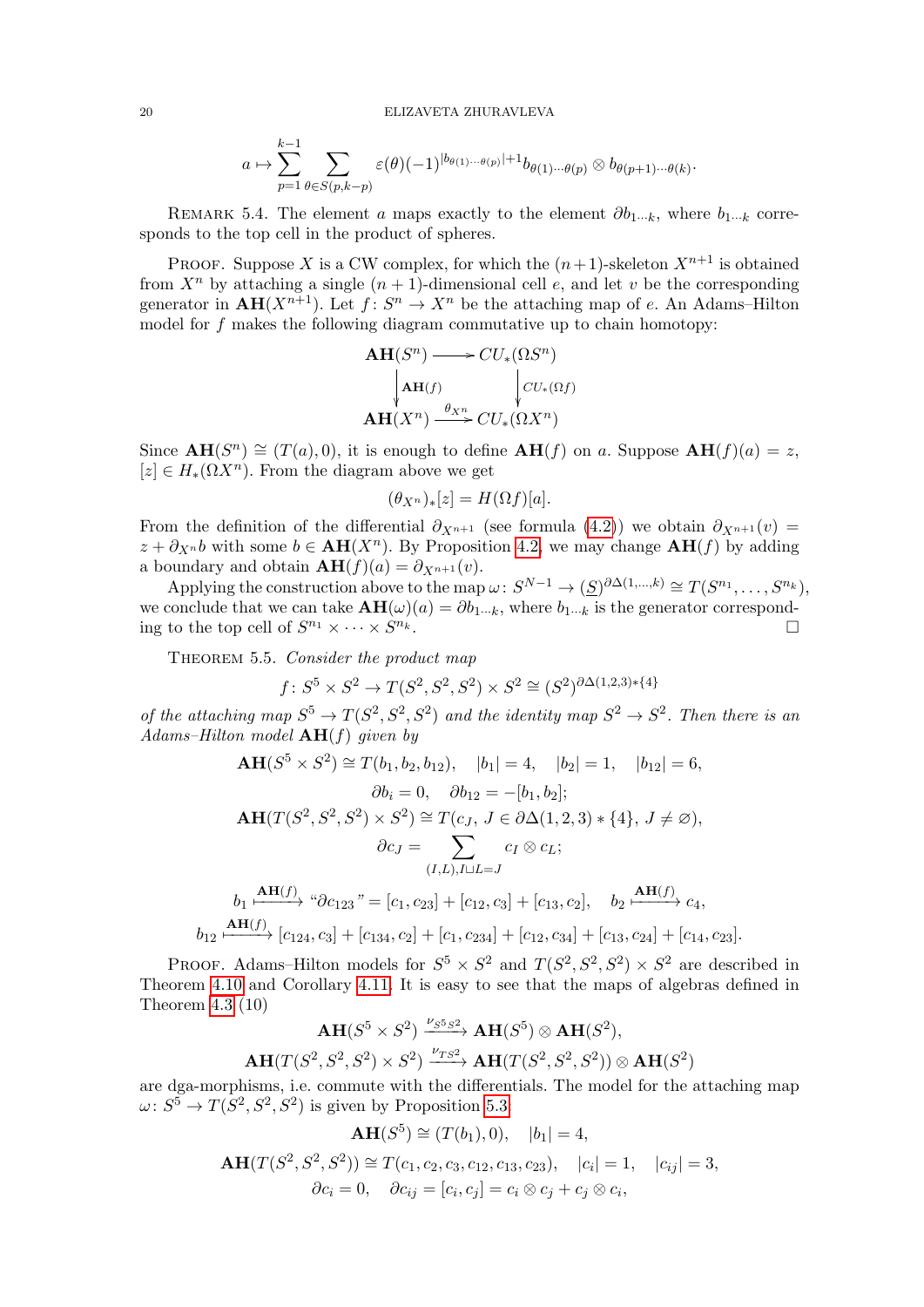$$a \mapsto \sum_{p=1}^{k-1} \sum_{\theta \in S(p,k-p)} \varepsilon(\theta)(-1)^{|b_{\theta(1)\cdots\theta(p)}|+1} b_{\theta(1)\cdots\theta(p)} \otimes b_{\theta(p+1)\cdots\theta(k)}.$$

Remark 5.4. The element $a$ maps exactly to the element $\partial b_{1\cdots k}$, where $b_{1\cdots k}$ corresponds to the top cell in the product of spheres.

Proof. Suppose $X$ is a CW complex, for which the $(n+1)$-skeleton $X^{n+1}$ is obtained from $X^n$ by attaching a single $(n+1)$-dimensional cell $e$, and let $v$ be the corresponding generator in $\mathbf{AH}(X^{n+1})$. Let $f\colon S^n \to X^n$ be the attaching map of $e$. An Adams–Hilton model for $f$ makes the following diagram commutative up to chain homotopy:

$$\begin{array}{ccc}
\mathbf{AH}(S^n) & \longrightarrow & CU_*(\Omega S^n) \\
\Big\downarrow{\scriptstyle \mathbf{AH}(f)} & & \Big\downarrow{\scriptstyle CU_*(\Omega f)} \\
\mathbf{AH}(X^n) & \xrightarrow{\theta_{X^n}} & CU_*(\Omega X^n)
\end{array}$$

Since $\mathbf{AH}(S^n) \cong (T(a), 0)$, it is enough to define $\mathbf{AH}(f)$ on $a$. Suppose $\mathbf{AH}(f)(a) = z$, $[z] \in H_*(\Omega X^n)$. From the diagram above we get

$$(\theta_{X^n})_*[z] = H(\Omega f)[a].$$

From the definition of the differential $\partial_{X^{n+1}}$ (see formula (4.2)) we obtain $\partial_{X^{n+1}}(v) = z + \partial_{X^n} b$ with some $b \in \mathbf{AH}(X^n)$. By Proposition 4.2, we may change $\mathbf{AH}(f)$ by adding a boundary and obtain $\mathbf{AH}(f)(a) = \partial_{X^{n+1}}(v)$.

Applying the construction above to the map $\omega\colon S^{N-1} \to (\underline{S})^{\partial\Delta(1,\dots,k)} \cong T(S^{n_1}, \dots, S^{n_k})$, we conclude that we can take $\mathbf{AH}(\omega)(a) = \partial b_{1\cdots k}$, where $b_{1\cdots k}$ is the generator corresponding to the top cell of $S^{n_1} \times \cdots \times S^{n_k}$. $\square$

Theorem 5.5. *Consider the product map*

$$f\colon S^5 \times S^2 \to T(S^2, S^2, S^2) \times S^2 \cong (S^2)^{\partial\Delta(1,2,3) * \{4\}}$$

*of the attaching map $S^5 \to T(S^2, S^2, S^2)$ and the identity map $S^2 \to S^2$. Then there is an Adams–Hilton model $\mathbf{AH}(f)$ given by*

$$\mathbf{AH}(S^5 \times S^2) \cong T(b_1, b_2, b_{12}), \quad |b_1| = 4, \quad |b_2| = 1, \quad |b_{12}| = 6,$$

$$\partial b_i = 0, \quad \partial b_{12} = -[b_1, b_2];$$

$$\mathbf{AH}(T(S^2, S^2, S^2) \times S^2) \cong T(c_J,\ J \in \partial\Delta(1,2,3) * \{4\},\ J \neq \varnothing),$$

$$\partial c_J = \sum_{(I,L), I \sqcup L = J} c_I \otimes c_L;$$

$$b_1 \xmapsto{\mathbf{AH}(f)} \text{“}\partial c_{123}\text{”} = [c_1, c_{23}] + [c_{12}, c_3] + [c_{13}, c_2], \quad b_2 \xmapsto{\mathbf{AH}(f)} c_4,$$

$$b_{12} \xmapsto{\mathbf{AH}(f)} [c_{124}, c_3] + [c_{134}, c_2] + [c_1, c_{234}] + [c_{12}, c_{34}] + [c_{13}, c_{24}] + [c_{14}, c_{23}].$$

Proof. Adams–Hilton models for $S^5 \times S^2$ and $T(S^2, S^2, S^2) \times S^2$ are described in Theorem 4.10 and Corollary 4.11. It is easy to see that the maps of algebras defined in Theorem 4.3 (10)

$$\mathbf{AH}(S^5 \times S^2) \xrightarrow{\nu_{S^5 S^2}} \mathbf{AH}(S^5) \otimes \mathbf{AH}(S^2),$$

$$\mathbf{AH}(T(S^2, S^2, S^2) \times S^2) \xrightarrow{\nu_{TS^2}} \mathbf{AH}(T(S^2, S^2, S^2)) \otimes \mathbf{AH}(S^2)$$

are dga-morphisms, i.e. commute with the differentials. The model for the attaching map $\omega\colon S^5 \to T(S^2, S^2, S^2)$ is given by Proposition 5.3

$$\mathbf{AH}(S^5) \cong (T(b_1), 0), \quad |b_1| = 4,$$

$$\mathbf{AH}(T(S^2, S^2, S^2)) \cong T(c_1, c_2, c_3, c_{12}, c_{13}, c_{23}), \quad |c_i| = 1, \quad |c_{ij}| = 3,$$

$$\partial c_i = 0, \quad \partial c_{ij} = [c_i, c_j] = c_i \otimes c_j + c_j \otimes c_i,$$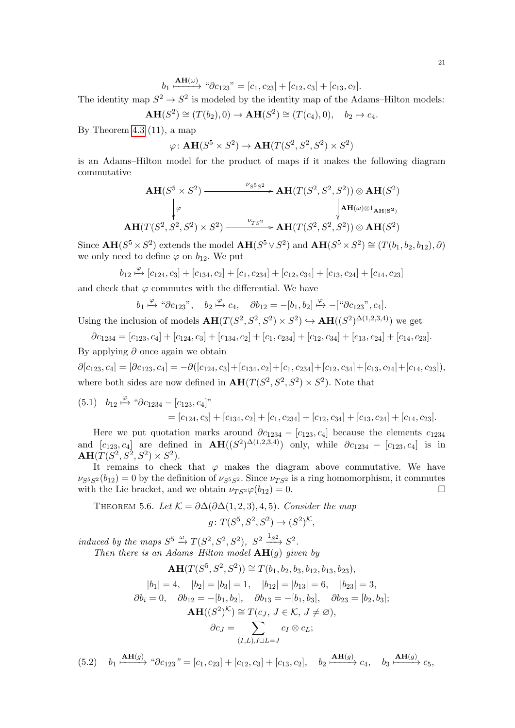$$b_1 \xmapsto{\mathbf{AH}(\omega)} \text{“}\partial c_{123}\text{”} = [c_1, c_{23}] + [c_{12}, c_3] + [c_{13}, c_2].$$

The identity map $S^2 \to S^2$ is modeled by the identity map of the Adams–Hilton models:

$$\mathbf{AH}(S^2) \cong (T(b_2), 0) \to \mathbf{AH}(S^2) \cong (T(c_4), 0), \quad b_2 \mapsto c_4.$$

By Theorem 4.3 (11), a map

$$\varphi \colon \mathbf{AH}(S^5 \times S^2) \to \mathbf{AH}(T(S^2, S^2, S^2) \times S^2)$$

is an Adams–Hilton model for the product of maps if it makes the following diagram commutative

$$\begin{array}{ccc}
\mathbf{AH}(S^5 \times S^2) & \xrightarrow{\nu_{S^5 S^2}} & \mathbf{AH}(T(S^2, S^2, S^2)) \otimes \mathbf{AH}(S^2) \\
\downarrow \varphi & & \downarrow \mathbf{AH}(\omega) \otimes 1_{\mathbf{AH}(S^2)} \\
\mathbf{AH}(T(S^2, S^2, S^2) \times S^2) & \xrightarrow{\nu_{TS^2}} & \mathbf{AH}(T(S^2, S^2, S^2)) \otimes \mathbf{AH}(S^2)
\end{array}$$

Since $\mathbf{AH}(S^5 \times S^2)$ extends the model $\mathbf{AH}(S^5 \vee S^2)$ and $\mathbf{AH}(S^5 \times S^2) \cong (T(b_1, b_2, b_{12}), \partial)$ we only need to define $\varphi$ on $b_{12}$. We put

$$b_{12} \xmapsto{\varphi} [c_{124}, c_3] + [c_{134}, c_2] + [c_1, c_{234}] + [c_{12}, c_{34}] + [c_{13}, c_{24}] + [c_{14}, c_{23}]$$

and check that $\varphi$ commutes with the differential. We have

$$b_1 \xmapsto{\varphi} \text{“}\partial c_{123}\text{”}, \quad b_2 \xmapsto{\varphi} c_4, \quad \partial b_{12} = -[b_1, b_2] \xmapsto{\varphi} -[\text{“}\partial c_{123}\text{”}, c_4].$$

Using the inclusion of models $\mathbf{AH}(T(S^2, S^2, S^2) \times S^2) \hookrightarrow \mathbf{AH}((S^2)^{\Delta(1,2,3,4)})$ we get

$$\partial c_{1234} = [c_{123}, c_4] + [c_{124}, c_3] + [c_{134}, c_2] + [c_1, c_{234}] + [c_{12}, c_{34}] + [c_{13}, c_{24}] + [c_{14}, c_{23}].$$

By applying $\partial$ once again we obtain

$$\partial[c_{123}, c_4] = [\partial c_{123}, c_4] = -\partial([c_{124}, c_3] + [c_{134}, c_2] + [c_1, c_{234}] + [c_{12}, c_{34}] + [c_{13}, c_{24}] + [c_{14}, c_{23}]),$$

where both sides are now defined in $\mathbf{AH}(T(S^2, S^2, S^2) \times S^2)$. Note that

$$(5.1) \quad b_{12} \xmapsto{\varphi} \text{“}\partial c_{1234} - [c_{123}, c_4]\text{”} = [c_{124}, c_3] + [c_{134}, c_2] + [c_1, c_{234}] + [c_{12}, c_{34}] + [c_{13}, c_{24}] + [c_{14}, c_{23}].$$

Here we put quotation marks around $\partial c_{1234} - [c_{123}, c_4]$ because the elements $c_{1234}$ and $[c_{123}, c_4]$ are defined in $\mathbf{AH}((S^2)^{\Delta(1,2,3,4)})$ only, while $\partial c_{1234} - [c_{123}, c_4]$ is in $\mathbf{AH}(T(S^2, S^2, S^2) \times S^2)$.

It remains to check that $\varphi$ makes the diagram above commutative. We have $\nu_{S^5 S^2}(b_{12}) = 0$ by the definition of $\nu_{S^5 S^2}$. Since $\nu_{TS^2}$ is a ring homomorphism, it commutes with the Lie bracket, and we obtain $\nu_{TS^2}\varphi(b_{12}) = 0$. $\square$

THEOREM 5.6. *Let $\mathcal{K} = \partial\Delta(\partial\Delta(1, 2, 3), 4, 5)$. Consider the map*

$$g \colon T(S^5, S^2, S^2) \to (S^2)^{\mathcal{K}},$$

*induced by the maps $S^5 \xrightarrow{\omega} T(S^2, S^2, S^2)$, $S^2 \xrightarrow{1_{S^2}} S^2$.*

*Then there is an Adams–Hilton model $\mathbf{AH}(g)$ given by*

$$\mathbf{AH}(T(S^5, S^2, S^2)) \cong T(b_1, b_2, b_3, b_{12}, b_{13}, b_{23}),$$

$$|b_1| = 4, \quad |b_2| = |b_3| = 1, \quad |b_{12}| = |b_{13}| = 6, \quad |b_{23}| = 3,$$

$$\partial b_i = 0, \quad \partial b_{12} = -[b_1, b_2], \quad \partial b_{13} = -[b_1, b_3], \quad \partial b_{23} = [b_2, b_3];$$

$$\mathbf{AH}((S^2)^{\mathcal{K}}) \cong T(c_J, \, J \in \mathcal{K}, \, J \neq \varnothing),$$

$$\partial c_J = \sum_{(I,L), I \sqcup L = J} c_I \otimes c_L;$$

$$(5.2) \quad b_1 \xmapsto{\mathbf{AH}(g)} \text{“}\partial c_{123}\text{”} = [c_1, c_{23}] + [c_{12}, c_3] + [c_{13}, c_2], \quad b_2 \xmapsto{\mathbf{AH}(g)} c_4, \quad b_3 \xmapsto{\mathbf{AH}(g)} c_5,$$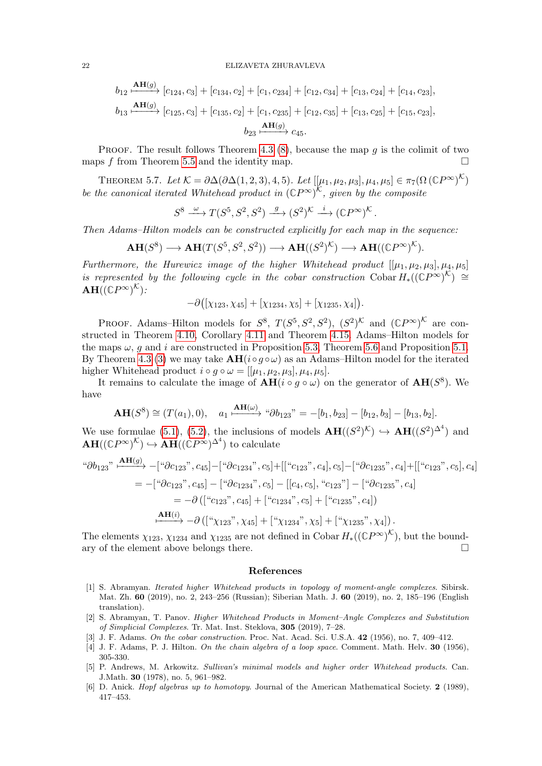$$b_{12} \xmapsto{\mathbf{AH}(g)} [c_{124}, c_3] + [c_{134}, c_2] + [c_1, c_{234}] + [c_{12}, c_{34}] + [c_{13}, c_{24}] + [c_{14}, c_{23}],$$

$$b_{13} \xmapsto{\mathbf{AH}(g)} [c_{125}, c_3] + [c_{135}, c_2] + [c_1, c_{235}] + [c_{12}, c_{35}] + [c_{13}, c_{25}] + [c_{15}, c_{23}],$$

$$b_{23} \xmapsto{\mathbf{AH}(g)} c_{45}.$$

Proof. The result follows Theorem 4.3 (8), because the map $g$ is the colimit of two maps $f$ from Theorem 5.5 and the identity map. □

Theorem 5.7. *Let $\mathcal{K} = \partial\Delta(\partial\Delta(\partial\Delta(1,2,3),4,5)$. Let $[[\mu_1,\mu_2,\mu_3],\mu_4,\mu_5] \in \pi_7(\Omega\,(\mathbb{C}P^\infty)^{\mathcal{K}})$ be the canonical iterated Whitehead product in $(\mathbb{C}P^\infty)^{\mathcal{K}}$, given by the composite*

$$S^8 \xrightarrow{\ \omega\ } T(S^5,S^2,S^2) \xrightarrow{\ g\ } (S^2)^{\mathcal{K}} \xrightarrow{\ i\ } (\mathbb{C}P^\infty)^{\mathcal{K}}.$$

*Then Adams–Hilton models can be constructed explicitly for each map in the sequence:*

$$\mathbf{AH}(S^8) \longrightarrow \mathbf{AH}(T(S^5,S^2,S^2)) \longrightarrow \mathbf{AH}((S^2)^{\mathcal{K}}) \longrightarrow \mathbf{AH}((\mathbb{C}P^\infty)^{\mathcal{K}}).$$

*Furthermore, the Hurewicz image of the higher Whitehead product $[[\mu_1,\mu_2,\mu_3],\mu_4,\mu_5]$ is represented by the following cycle in the cobar construction $\operatorname{Cobar} H_*((\mathbb{C}P^\infty)^{\mathcal{K}}) \cong \mathbf{AH}((\mathbb{C}P^\infty)^{\mathcal{K}})$:*

$$-\partial\big([\chi_{123},\chi_{45}] + [\chi_{1234},\chi_5] + [\chi_{1235},\chi_4]\big).$$

Proof. Adams–Hilton models for $S^8$, $T(S^5,S^2,S^2)$, $(S^2)^{\mathcal{K}}$ and $(\mathbb{C}P^\infty)^{\mathcal{K}}$ are constructed in Theorem 4.10, Corollary 4.11 and Theorem 4.15. Adams–Hilton models for the maps $\omega$, $g$ and $i$ are constructed in Proposition 5.3, Theorem 5.6 and Proposition 5.1. By Theorem 4.3 (3) we may take $\mathbf{AH}(i\circ g\circ\omega)$ as an Adams–Hilton model for the iterated higher Whitehead product $i\circ g\circ\omega = [[\mu_1,\mu_2,\mu_3],\mu_4,\mu_5]$.

It remains to calculate the image of $\mathbf{AH}(i\circ g\circ\omega)$ on the generator of $\mathbf{AH}(S^8)$. We have

$$\mathbf{AH}(S^8) \cong (T(a_1),0), \quad a_1 \xmapsto{\mathbf{AH}(\omega)} \text{“}\partial b_{123}\text{”} = -[b_1,b_{23}] - [b_{12},b_3] - [b_{13},b_2].$$

We use formulae (5.1), (5.2), the inclusions of models $\mathbf{AH}((S^2)^{\mathcal{K}}) \hookrightarrow \mathbf{AH}((S^2)^{\Delta^4})$ and $\mathbf{AH}((\mathbb{C}P^\infty)^{\mathcal{K}}) \hookrightarrow \mathbf{AH}((\mathbb{C}P^\infty)^{\Delta^4})$ to calculate

$$\begin{aligned}
\text{“}\partial b_{123}\text{”} &\xmapsto{\mathbf{AH}(g)} -[\text{“}\partial c_{123}\text{”},c_{45}] - [\text{“}\partial c_{1234}\text{”},c_5] + [[\text{“}c_{123}\text{”},c_4],c_5] - [\text{“}\partial c_{1235}\text{”},c_4] + [[\text{“}c_{123}\text{”},c_5],c_4] \\
&= -[\text{“}\partial c_{123}\text{”},c_{45}] - [\text{“}\partial c_{1234}\text{”},c_5] - [[c_4,c_5],\text{“}c_{123}\text{”}] - [\text{“}\partial c_{1235}\text{”},c_4] \\
&= -\partial\left([\text{“}c_{123}\text{”},c_{45}] + [\text{“}c_{1234}\text{”},c_5] + [\text{“}c_{1235}\text{”},c_4]\right) \\
&\xmapsto{\mathbf{AH}(i)} -\partial\left([\text{“}\chi_{123}\text{”},\chi_{45}] + [\text{“}\chi_{1234}\text{”},\chi_5] + [\text{“}\chi_{1235}\text{”},\chi_4]\right).
\end{aligned}$$

The elements $\chi_{123}$, $\chi_{1234}$ and $\chi_{1235}$ are not defined in $\operatorname{Cobar} H_*((\mathbb{C}P^\infty)^{\mathcal{K}})$, but the boundary of the element above belongs there. □

## References

[1] S. Abramyan. *Iterated higher Whitehead products in topology of moment-angle complexes.* Sibirsk. Mat. Zh. **60** (2019), no. 2, 243–256 (Russian); Siberian Math. J. **60** (2019), no. 2, 185–196 (English translation).

[2] S. Abramyan, T. Panov. *Higher Whitehead Products in Moment–Angle Complexes and Substitution of Simplicial Complexes.* Tr. Mat. Inst. Steklova, **305** (2019), 7–28.

[3] J. F. Adams. *On the cobar construction.* Proc. Nat. Acad. Sci. U.S.A. **42** (1956), no. 7, 409–412.

[4] J. F. Adams, P. J. Hilton. *On the chain algebra of a loop space.* Comment. Math. Helv. **30** (1956), 305-330.

[5] P. Andrews, M. Arkowitz. *Sullivan's minimal models and higher order Whitehead products.* Can. J.Math. **30** (1978), no. 5, 961–982.

[6] D. Anick. *Hopf algebras up to homotopy.* Journal of the American Mathematical Society. **2** (1989), 417–453.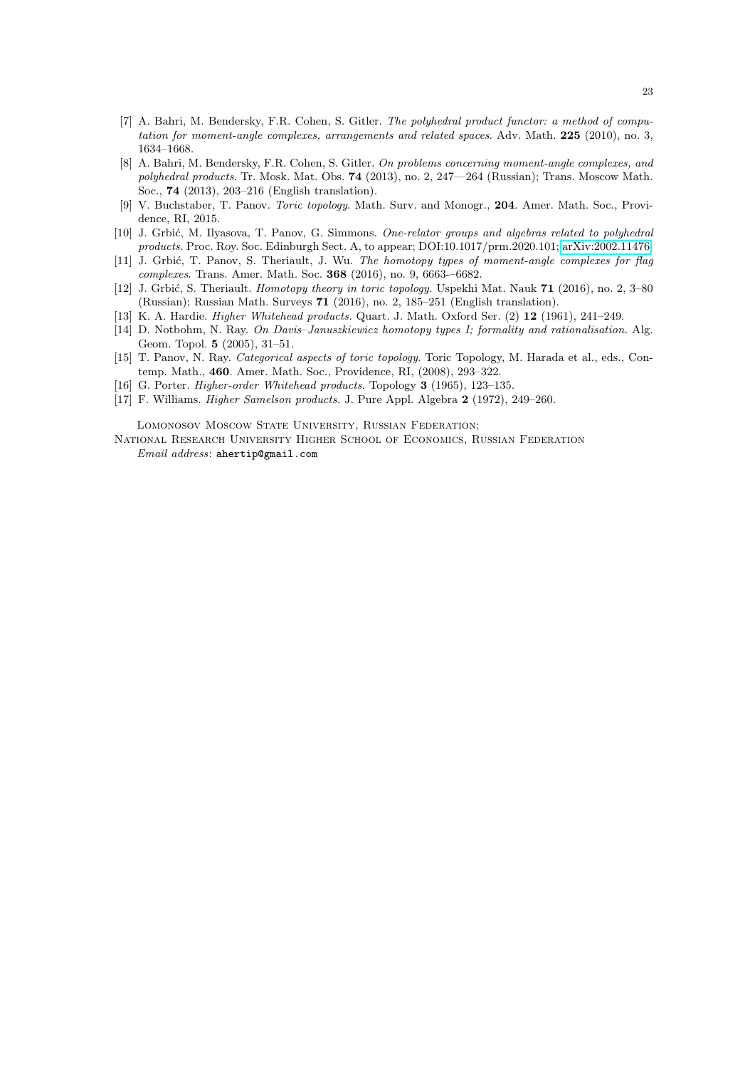[7] A. Bahri, M. Bendersky, F.R. Cohen, S. Gitler. *The polyhedral product functor: a method of computation for moment-angle complexes, arrangements and related spaces*. Adv. Math. **225** (2010), no. 3, 1634–1668.

[8] A. Bahri, M. Bendersky, F.R. Cohen, S. Gitler. *On problems concerning moment-angle complexes, and polyhedral products*. Tr. Mosk. Mat. Obs. **74** (2013), no. 2, 247—264 (Russian); Trans. Moscow Math. Soc., **74** (2013), 203–216 (English translation).

[9] V. Buchstaber, T. Panov. *Toric topology*. Math. Surv. and Monogr., **204**. Amer. Math. Soc., Providence, RI, 2015.

[10] J. Grbić, M. Ilyasova, T. Panov, G. Simmons. *One-relator groups and algebras related to polyhedral products*. Proc. Roy. Soc. Edinburgh Sect. A, to appear; DOI:10.1017/prm.2020.101; arXiv:2002.11476.

[11] J. Grbić, T. Panov, S. Theriault, J. Wu. *The homotopy types of moment-angle complexes for flag complexes*. Trans. Amer. Math. Soc. **368** (2016), no. 9, 6663-–6682.

[12] J. Grbić, S. Theriault. *Homotopy theory in toric topology*. Uspekhi Mat. Nauk **71** (2016), no. 2, 3–80 (Russian); Russian Math. Surveys **71** (2016), no. 2, 185–251 (English translation).

[13] K. A. Hardie. *Higher Whitehead products*. Quart. J. Math. Oxford Ser. (2) **12** (1961), 241–249.

[14] D. Notbohm, N. Ray. *On Davis–Januszkiewicz homotopy types I; formality and rationalisation*. Alg. Geom. Topol. **5** (2005), 31–51.

[15] T. Panov, N. Ray. *Categorical aspects of toric topology*. Toric Topology, M. Harada et al., eds., Contemp. Math., **460**. Amer. Math. Soc., Providence, RI, (2008), 293–322.

[16] G. Porter. *Higher-order Whitehead products*. Topology **3** (1965), 123–135.

[17] F. Williams. *Higher Samelson products*. J. Pure Appl. Algebra **2** (1972), 249–260.

Lomonosov Moscow State University, Russian Federation;
National Research University Higher School of Economics, Russian Federation
*Email address*: `ahertip@gmail.com`